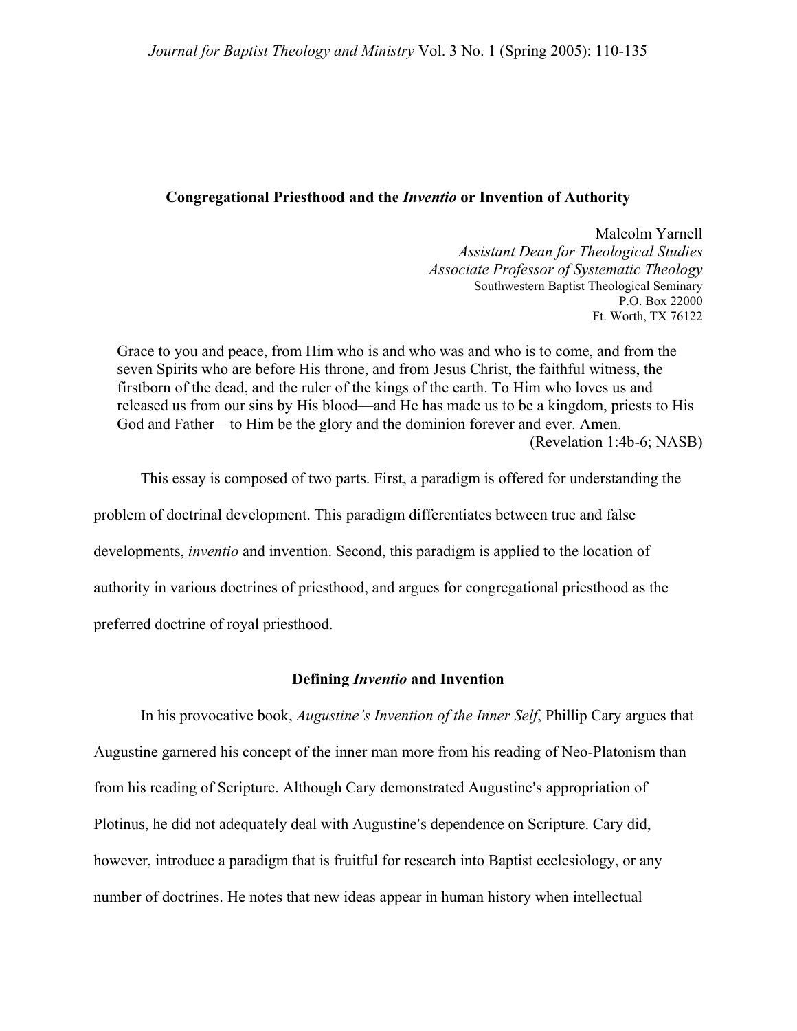# Congregational Priesthood and the *Inventio* or Invention of Authority

Malcolm Yarnell
*Assistant Dean for Theological Studies*
*Associate Professor of Systematic Theology*
Southwestern Baptist Theological Seminary
P.O. Box 22000
Ft. Worth, TX 76122

> Grace to you and peace, from Him who is and who was and who is to come, and from the seven Spirits who are before His throne, and from Jesus Christ, the faithful witness, the firstborn of the dead, and the ruler of the kings of the earth. To Him who loves us and released us from our sins by His blood—and He has made us to be a kingdom, priests to His God and Father—to Him be the glory and the dominion forever and ever. Amen.
> (Revelation 1:4b-6; NASB)

This essay is composed of two parts. First, a paradigm is offered for understanding the problem of doctrinal development. This paradigm differentiates between true and false developments, *inventio* and invention. Second, this paradigm is applied to the location of authority in various doctrines of priesthood, and argues for congregational priesthood as the preferred doctrine of royal priesthood.

## Defining *Inventio* and Invention

In his provocative book, *Augustine's Invention of the Inner Self*, Phillip Cary argues that Augustine garnered his concept of the inner man more from his reading of Neo-Platonism than from his reading of Scripture. Although Cary demonstrated Augustine's appropriation of Plotinus, he did not adequately deal with Augustine's dependence on Scripture. Cary did, however, introduce a paradigm that is fruitful for research into Baptist ecclesiology, or any number of doctrines. He notes that new ideas appear in human history when intellectual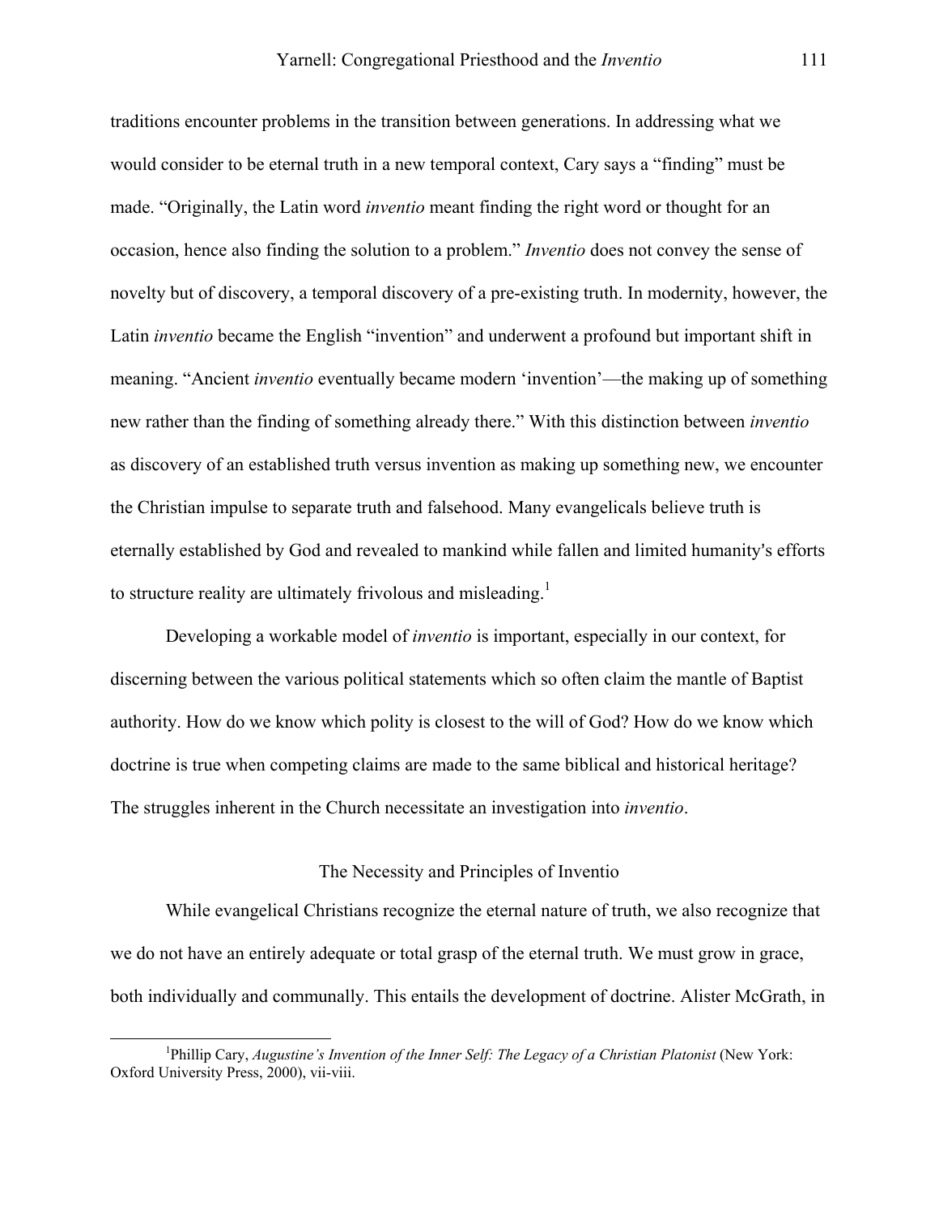traditions encounter problems in the transition between generations. In addressing what we would consider to be eternal truth in a new temporal context, Cary says a "finding" must be made. "Originally, the Latin word *inventio* meant finding the right word or thought for an occasion, hence also finding the solution to a problem." *Inventio* does not convey the sense of novelty but of discovery, a temporal discovery of a pre-existing truth. In modernity, however, the Latin *inventio* became the English "invention" and underwent a profound but important shift in meaning. "Ancient *inventio* eventually became modern 'invention'—the making up of something new rather than the finding of something already there." With this distinction between *inventio* as discovery of an established truth versus invention as making up something new, we encounter the Christian impulse to separate truth and falsehood. Many evangelicals believe truth is eternally established by God and revealed to mankind while fallen and limited humanity's efforts to structure reality are ultimately frivolous and misleading.[1]

Developing a workable model of *inventio* is important, especially in our context, for discerning between the various political statements which so often claim the mantle of Baptist authority. How do we know which polity is closest to the will of God? How do we know which doctrine is true when competing claims are made to the same biblical and historical heritage? The struggles inherent in the Church necessitate an investigation into *inventio*.

## The Necessity and Principles of Inventio

While evangelical Christians recognize the eternal nature of truth, we also recognize that we do not have an entirely adequate or total grasp of the eternal truth. We must grow in grace, both individually and communally. This entails the development of doctrine. Alister McGrath, in

---

[1]Phillip Cary, *Augustine's Invention of the Inner Self: The Legacy of a Christian Platonist* (New York: Oxford University Press, 2000), vii-viii.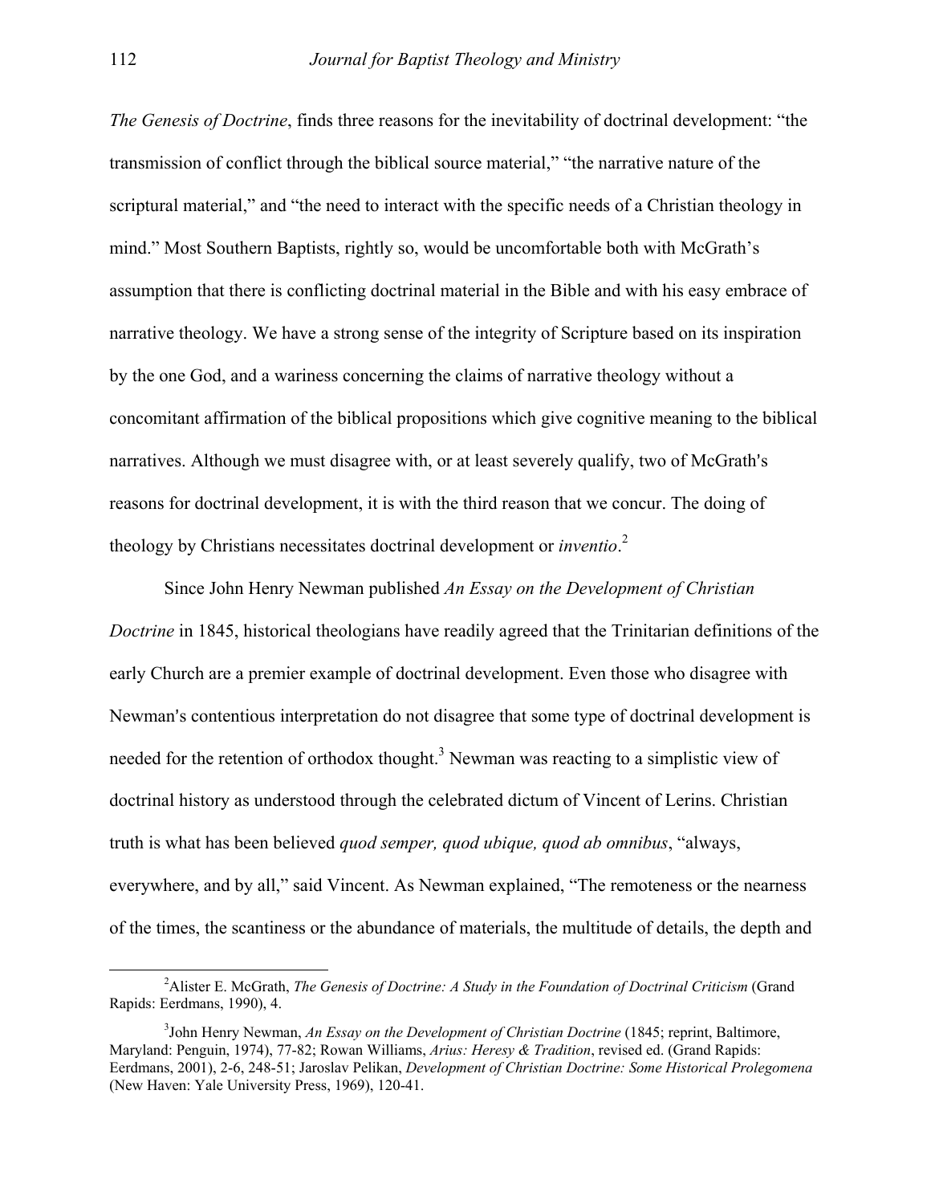*The Genesis of Doctrine*, finds three reasons for the inevitability of doctrinal development: "the transmission of conflict through the biblical source material," "the narrative nature of the scriptural material," and "the need to interact with the specific needs of a Christian theology in mind." Most Southern Baptists, rightly so, would be uncomfortable both with McGrath's assumption that there is conflicting doctrinal material in the Bible and with his easy embrace of narrative theology. We have a strong sense of the integrity of Scripture based on its inspiration by the one God, and a wariness concerning the claims of narrative theology without a concomitant affirmation of the biblical propositions which give cognitive meaning to the biblical narratives. Although we must disagree with, or at least severely qualify, two of McGrath's reasons for doctrinal development, it is with the third reason that we concur. The doing of theology by Christians necessitates doctrinal development or *inventio*.[2]

Since John Henry Newman published *An Essay on the Development of Christian Doctrine* in 1845, historical theologians have readily agreed that the Trinitarian definitions of the early Church are a premier example of doctrinal development. Even those who disagree with Newman's contentious interpretation do not disagree that some type of doctrinal development is needed for the retention of orthodox thought.[3] Newman was reacting to a simplistic view of doctrinal history as understood through the celebrated dictum of Vincent of Lerins. Christian truth is what has been believed *quod semper, quod ubique, quod ab omnibus*, "always, everywhere, and by all," said Vincent. As Newman explained, "The remoteness or the nearness of the times, the scantiness or the abundance of materials, the multitude of details, the depth and

[2] Alister E. McGrath, *The Genesis of Doctrine: A Study in the Foundation of Doctrinal Criticism* (Grand Rapids: Eerdmans, 1990), 4.

[3] John Henry Newman, *An Essay on the Development of Christian Doctrine* (1845; reprint, Baltimore, Maryland: Penguin, 1974), 77-82; Rowan Williams, *Arius: Heresy & Tradition*, revised ed. (Grand Rapids: Eerdmans, 2001), 2-6, 248-51; Jaroslav Pelikan, *Development of Christian Doctrine: Some Historical Prolegomena* (New Haven: Yale University Press, 1969), 120-41.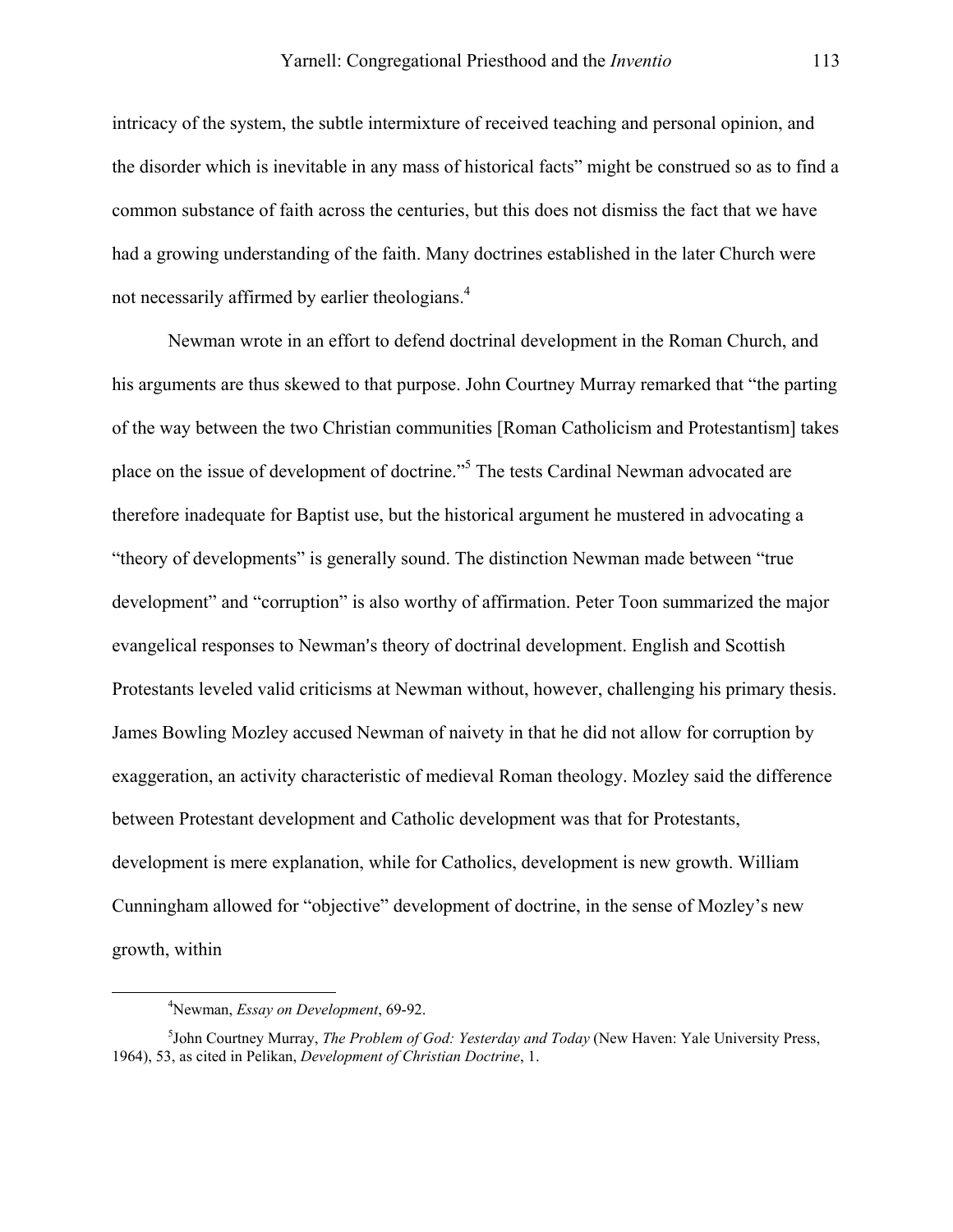intricacy of the system, the subtle intermixture of received teaching and personal opinion, and the disorder which is inevitable in any mass of historical facts" might be construed so as to find a common substance of faith across the centuries, but this does not dismiss the fact that we have had a growing understanding of the faith. Many doctrines established in the later Church were not necessarily affirmed by earlier theologians.[4]

Newman wrote in an effort to defend doctrinal development in the Roman Church, and his arguments are thus skewed to that purpose. John Courtney Murray remarked that "the parting of the way between the two Christian communities [Roman Catholicism and Protestantism] takes place on the issue of development of doctrine."[5] The tests Cardinal Newman advocated are therefore inadequate for Baptist use, but the historical argument he mustered in advocating a "theory of developments" is generally sound. The distinction Newman made between "true development" and "corruption" is also worthy of affirmation. Peter Toon summarized the major evangelical responses to Newman's theory of doctrinal development. English and Scottish Protestants leveled valid criticisms at Newman without, however, challenging his primary thesis. James Bowling Mozley accused Newman of naivety in that he did not allow for corruption by exaggeration, an activity characteristic of medieval Roman theology. Mozley said the difference between Protestant development and Catholic development was that for Protestants, development is mere explanation, while for Catholics, development is new growth. William Cunningham allowed for "objective" development of doctrine, in the sense of Mozley's new growth, within

[4] Newman, *Essay on Development*, 69-92.

[5] John Courtney Murray, *The Problem of God: Yesterday and Today* (New Haven: Yale University Press, 1964), 53, as cited in Pelikan, *Development of Christian Doctrine*, 1.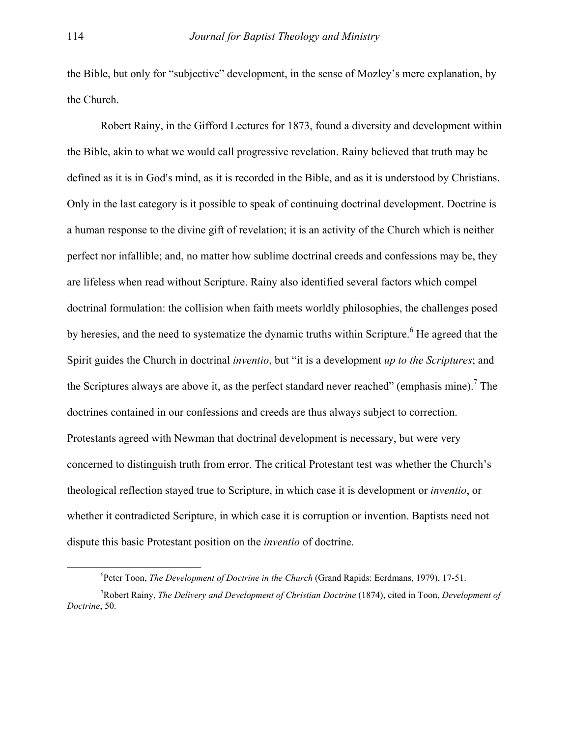the Bible, but only for "subjective" development, in the sense of Mozley's mere explanation, by the Church.

Robert Rainy, in the Gifford Lectures for 1873, found a diversity and development within the Bible, akin to what we would call progressive revelation. Rainy believed that truth may be defined as it is in God's mind, as it is recorded in the Bible, and as it is understood by Christians. Only in the last category is it possible to speak of continuing doctrinal development. Doctrine is a human response to the divine gift of revelation; it is an activity of the Church which is neither perfect nor infallible; and, no matter how sublime doctrinal creeds and confessions may be, they are lifeless when read without Scripture. Rainy also identified several factors which compel doctrinal formulation: the collision when faith meets worldly philosophies, the challenges posed by heresies, and the need to systematize the dynamic truths within Scripture.[6] He agreed that the Spirit guides the Church in doctrinal *inventio*, but "it is a development *up to the Scriptures*; and the Scriptures always are above it, as the perfect standard never reached" (emphasis mine).[7] The doctrines contained in our confessions and creeds are thus always subject to correction. Protestants agreed with Newman that doctrinal development is necessary, but were very concerned to distinguish truth from error. The critical Protestant test was whether the Church's theological reflection stayed true to Scripture, in which case it is development or *inventio*, or whether it contradicted Scripture, in which case it is corruption or invention. Baptists need not dispute this basic Protestant position on the *inventio* of doctrine.

[6] Peter Toon, *The Development of Doctrine in the Church* (Grand Rapids: Eerdmans, 1979), 17-51.

[7] Robert Rainy, *The Delivery and Development of Christian Doctrine* (1874), cited in Toon, *Development of Doctrine*, 50.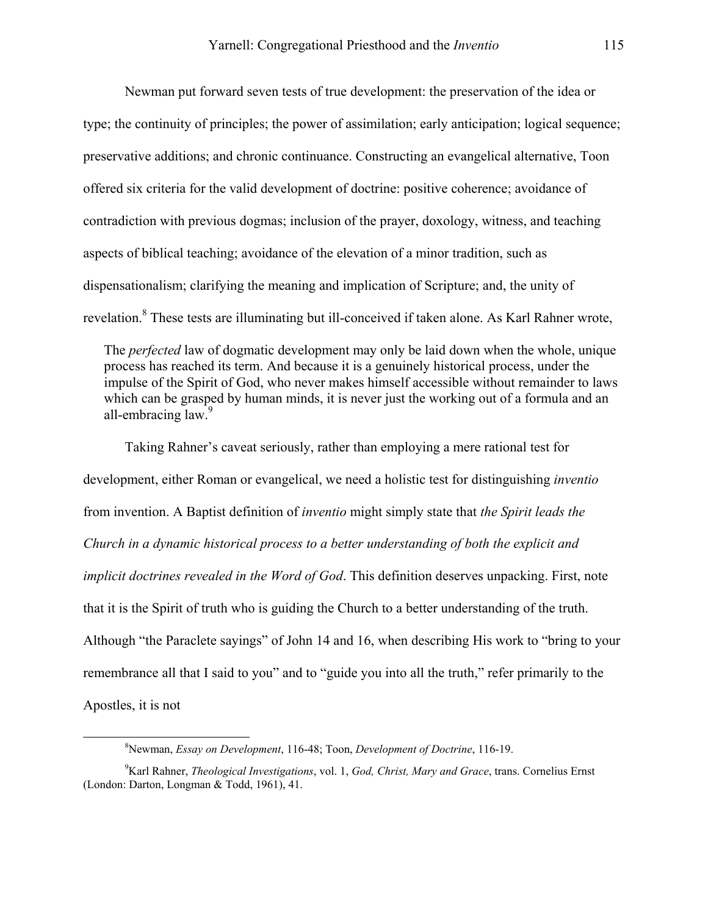Newman put forward seven tests of true development: the preservation of the idea or type; the continuity of principles; the power of assimilation; early anticipation; logical sequence; preservative additions; and chronic continuance. Constructing an evangelical alternative, Toon offered six criteria for the valid development of doctrine: positive coherence; avoidance of contradiction with previous dogmas; inclusion of the prayer, doxology, witness, and teaching aspects of biblical teaching; avoidance of the elevation of a minor tradition, such as dispensationalism; clarifying the meaning and implication of Scripture; and, the unity of revelation.[8] These tests are illuminating but ill-conceived if taken alone. As Karl Rahner wrote,

> The *perfected* law of dogmatic development may only be laid down when the whole, unique process has reached its term. And because it is a genuinely historical process, under the impulse of the Spirit of God, who never makes himself accessible without remainder to laws which can be grasped by human minds, it is never just the working out of a formula and an all-embracing law.[9]

Taking Rahner's caveat seriously, rather than employing a mere rational test for development, either Roman or evangelical, we need a holistic test for distinguishing *inventio* from invention. A Baptist definition of *inventio* might simply state that *the Spirit leads the Church in a dynamic historical process to a better understanding of both the explicit and implicit doctrines revealed in the Word of God*. This definition deserves unpacking. First, note that it is the Spirit of truth who is guiding the Church to a better understanding of the truth. Although "the Paraclete sayings" of John 14 and 16, when describing His work to "bring to your remembrance all that I said to you" and to "guide you into all the truth," refer primarily to the Apostles, it is not

---

[8] Newman, *Essay on Development*, 116-48; Toon, *Development of Doctrine*, 116-19.

[9] Karl Rahner, *Theological Investigations*, vol. 1, *God, Christ, Mary and Grace*, trans. Cornelius Ernst (London: Darton, Longman & Todd, 1961), 41.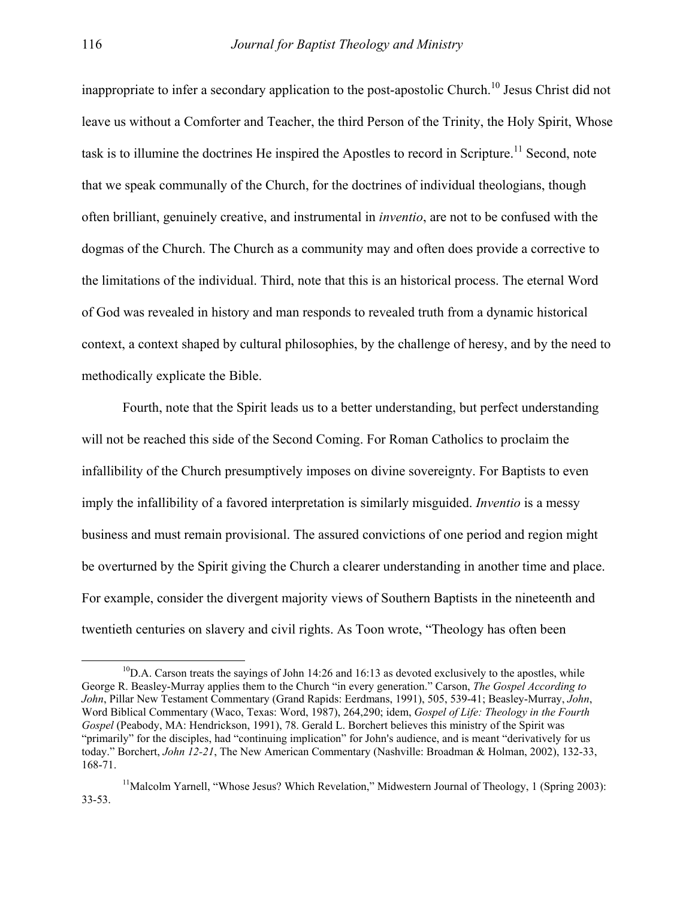inappropriate to infer a secondary application to the post-apostolic Church.[10] Jesus Christ did not leave us without a Comforter and Teacher, the third Person of the Trinity, the Holy Spirit, Whose task is to illumine the doctrines He inspired the Apostles to record in Scripture.[11] Second, note that we speak communally of the Church, for the doctrines of individual theologians, though often brilliant, genuinely creative, and instrumental in *inventio*, are not to be confused with the dogmas of the Church. The Church as a community may and often does provide a corrective to the limitations of the individual. Third, note that this is an historical process. The eternal Word of God was revealed in history and man responds to revealed truth from a dynamic historical context, a context shaped by cultural philosophies, by the challenge of heresy, and by the need to methodically explicate the Bible.

Fourth, note that the Spirit leads us to a better understanding, but perfect understanding will not be reached this side of the Second Coming. For Roman Catholics to proclaim the infallibility of the Church presumptively imposes on divine sovereignty. For Baptists to even imply the infallibility of a favored interpretation is similarly misguided. *Inventio* is a messy business and must remain provisional. The assured convictions of one period and region might be overturned by the Spirit giving the Church a clearer understanding in another time and place. For example, consider the divergent majority views of Southern Baptists in the nineteenth and twentieth centuries on slavery and civil rights. As Toon wrote, "Theology has often been

---

[10] D.A. Carson treats the sayings of John 14:26 and 16:13 as devoted exclusively to the apostles, while George R. Beasley-Murray applies them to the Church "in every generation." Carson, *The Gospel According to John*, Pillar New Testament Commentary (Grand Rapids: Eerdmans, 1991), 505, 539-41; Beasley-Murray, *John*, Word Biblical Commentary (Waco, Texas: Word, 1987), 264,290; idem, *Gospel of Life: Theology in the Fourth Gospel* (Peabody, MA: Hendrickson, 1991), 78. Gerald L. Borchert believes this ministry of the Spirit was "primarily" for the disciples, had "continuing implication" for John's audience, and is meant "derivatively for us today." Borchert, *John 12-21*, The New American Commentary (Nashville: Broadman & Holman, 2002), 132-33, 168-71.

[11] Malcolm Yarnell, "Whose Jesus? Which Revelation," Midwestern Journal of Theology, 1 (Spring 2003): 33-53.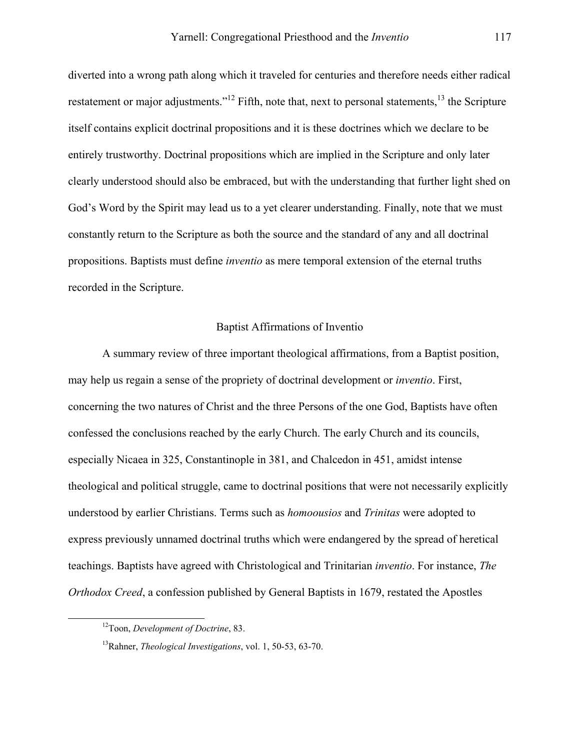diverted into a wrong path along which it traveled for centuries and therefore needs either radical restatement or major adjustments."[12] Fifth, note that, next to personal statements,[13] the Scripture itself contains explicit doctrinal propositions and it is these doctrines which we declare to be entirely trustworthy. Doctrinal propositions which are implied in the Scripture and only later clearly understood should also be embraced, but with the understanding that further light shed on God's Word by the Spirit may lead us to a yet clearer understanding. Finally, note that we must constantly return to the Scripture as both the source and the standard of any and all doctrinal propositions. Baptists must define *inventio* as mere temporal extension of the eternal truths recorded in the Scripture.

## Baptist Affirmations of Inventio

A summary review of three important theological affirmations, from a Baptist position, may help us regain a sense of the propriety of doctrinal development or *inventio*. First, concerning the two natures of Christ and the three Persons of the one God, Baptists have often confessed the conclusions reached by the early Church. The early Church and its councils, especially Nicaea in 325, Constantinople in 381, and Chalcedon in 451, amidst intense theological and political struggle, came to doctrinal positions that were not necessarily explicitly understood by earlier Christians. Terms such as *homoousios* and *Trinitas* were adopted to express previously unnamed doctrinal truths which were endangered by the spread of heretical teachings. Baptists have agreed with Christological and Trinitarian *inventio*. For instance, *The Orthodox Creed*, a confession published by General Baptists in 1679, restated the Apostles

---

[12] Toon, *Development of Doctrine*, 83.

[13] Rahner, *Theological Investigations*, vol. 1, 50-53, 63-70.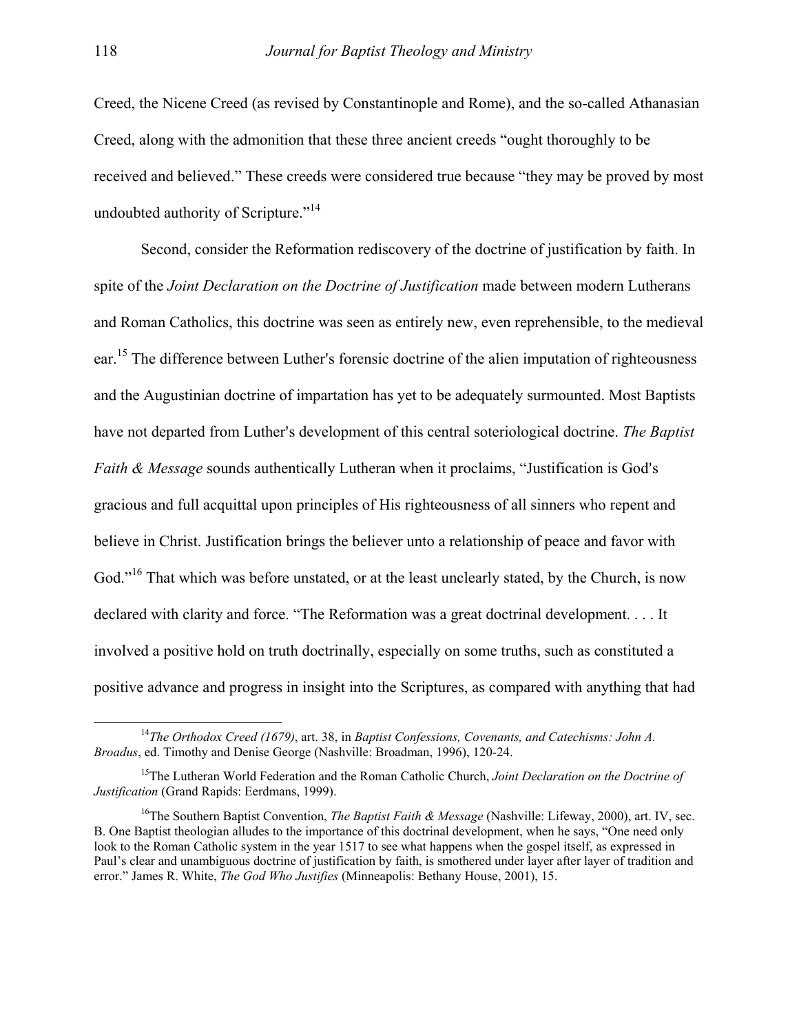Creed, the Nicene Creed (as revised by Constantinople and Rome), and the so-called Athanasian Creed, along with the admonition that these three ancient creeds "ought thoroughly to be received and believed." These creeds were considered true because "they may be proved by most undoubted authority of Scripture."[14]

Second, consider the Reformation rediscovery of the doctrine of justification by faith. In spite of the *Joint Declaration on the Doctrine of Justification* made between modern Lutherans and Roman Catholics, this doctrine was seen as entirely new, even reprehensible, to the medieval ear.[15] The difference between Luther's forensic doctrine of the alien imputation of righteousness and the Augustinian doctrine of impartation has yet to be adequately surmounted. Most Baptists have not departed from Luther's development of this central soteriological doctrine. *The Baptist Faith & Message* sounds authentically Lutheran when it proclaims, "Justification is God's gracious and full acquittal upon principles of His righteousness of all sinners who repent and believe in Christ. Justification brings the believer unto a relationship of peace and favor with God."[16] That which was before unstated, or at the least unclearly stated, by the Church, is now declared with clarity and force. "The Reformation was a great doctrinal development. . . . It involved a positive hold on truth doctrinally, especially on some truths, such as constituted a positive advance and progress in insight into the Scriptures, as compared with anything that had

---

[14] *The Orthodox Creed (1679)*, art. 38, in *Baptist Confessions, Covenants, and Catechisms: John A. Broadus*, ed. Timothy and Denise George (Nashville: Broadman, 1996), 120-24.

[15] The Lutheran World Federation and the Roman Catholic Church, *Joint Declaration on the Doctrine of Justification* (Grand Rapids: Eerdmans, 1999).

[16] The Southern Baptist Convention, *The Baptist Faith & Message* (Nashville: Lifeway, 2000), art. IV, sec. B. One Baptist theologian alludes to the importance of this doctrinal development, when he says, "One need only look to the Roman Catholic system in the year 1517 to see what happens when the gospel itself, as expressed in Paul's clear and unambiguous doctrine of justification by faith, is smothered under layer after layer of tradition and error." James R. White, *The God Who Justifies* (Minneapolis: Bethany House, 2001), 15.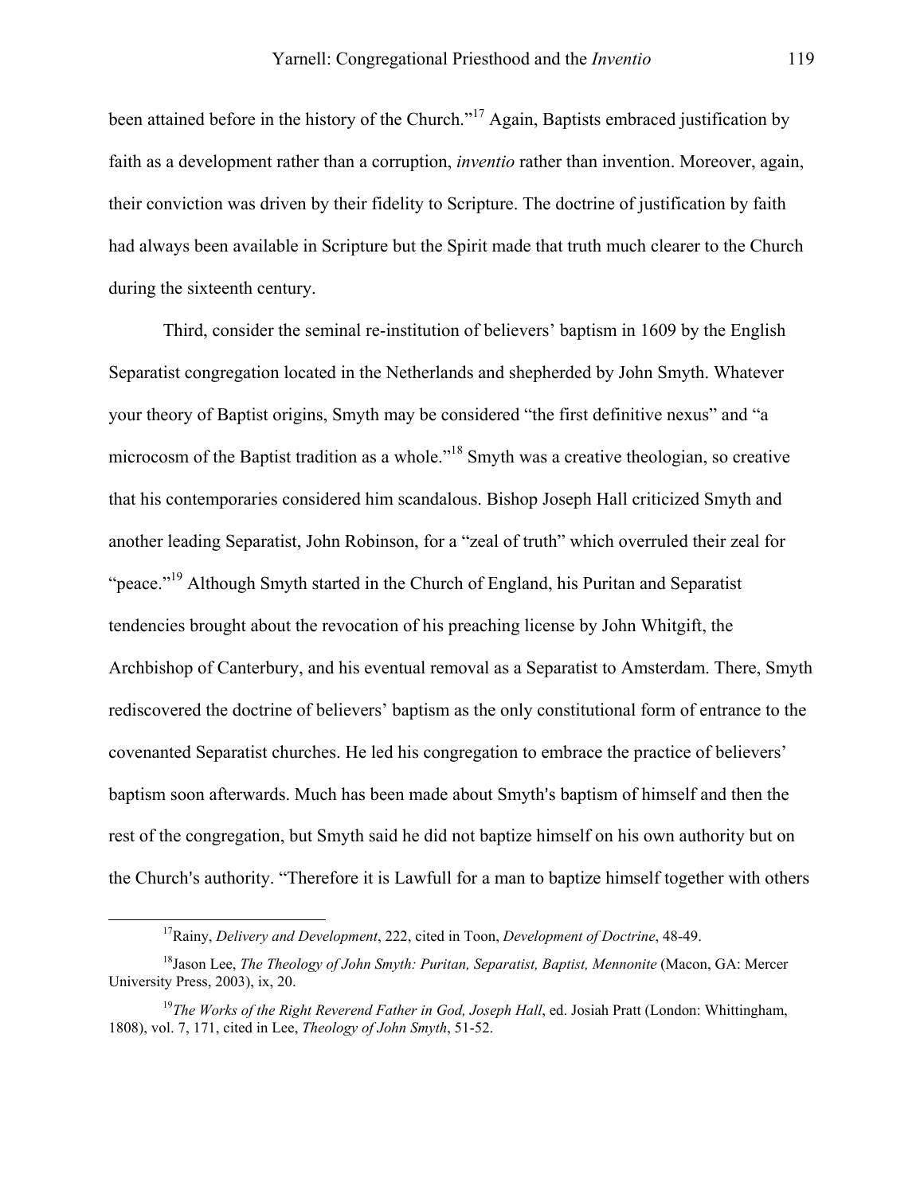been attained before in the history of the Church."[17] Again, Baptists embraced justification by faith as a development rather than a corruption, *inventio* rather than invention. Moreover, again, their conviction was driven by their fidelity to Scripture. The doctrine of justification by faith had always been available in Scripture but the Spirit made that truth much clearer to the Church during the sixteenth century.

Third, consider the seminal re-institution of believers' baptism in 1609 by the English Separatist congregation located in the Netherlands and shepherded by John Smyth. Whatever your theory of Baptist origins, Smyth may be considered "the first definitive nexus" and "a microcosm of the Baptist tradition as a whole."[18] Smyth was a creative theologian, so creative that his contemporaries considered him scandalous. Bishop Joseph Hall criticized Smyth and another leading Separatist, John Robinson, for a "zeal of truth" which overruled their zeal for "peace."[19] Although Smyth started in the Church of England, his Puritan and Separatist tendencies brought about the revocation of his preaching license by John Whitgift, the Archbishop of Canterbury, and his eventual removal as a Separatist to Amsterdam. There, Smyth rediscovered the doctrine of believers' baptism as the only constitutional form of entrance to the covenanted Separatist churches. He led his congregation to embrace the practice of believers' baptism soon afterwards. Much has been made about Smyth's baptism of himself and then the rest of the congregation, but Smyth said he did not baptize himself on his own authority but on the Church's authority. "Therefore it is Lawfull for a man to baptize himself together with others

---

[17]Rainy, *Delivery and Development*, 222, cited in Toon, *Development of Doctrine*, 48-49.

[18]Jason Lee, *The Theology of John Smyth: Puritan, Separatist, Baptist, Mennonite* (Macon, GA: Mercer University Press, 2003), ix, 20.

[19]*The Works of the Right Reverend Father in God, Joseph Hall*, ed. Josiah Pratt (London: Whittingham, 1808), vol. 7, 171, cited in Lee, *Theology of John Smyth*, 51-52.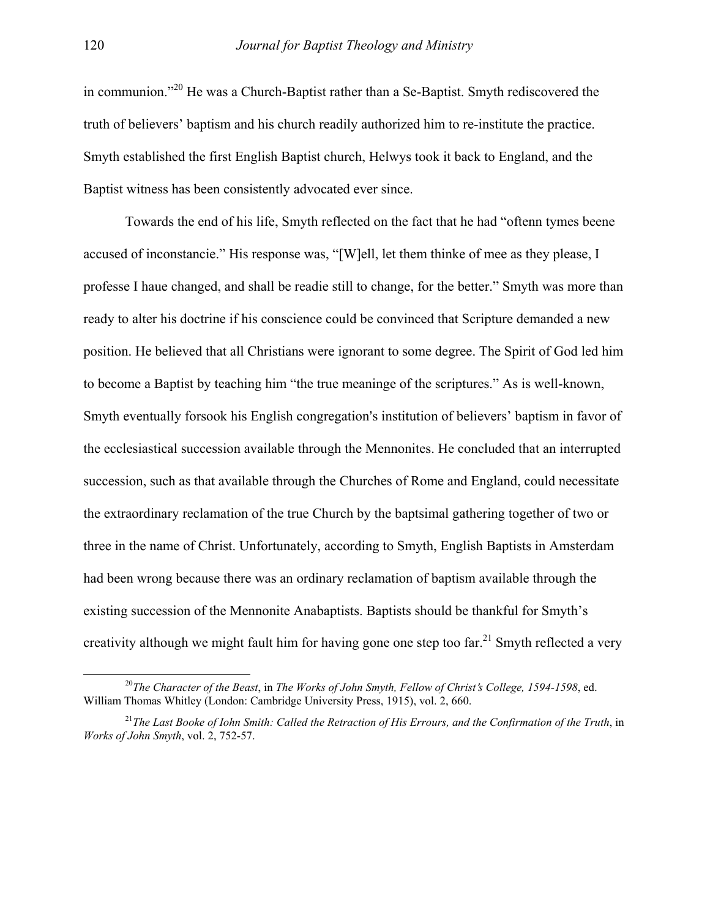in communion."[20] He was a Church-Baptist rather than a Se-Baptist. Smyth rediscovered the truth of believers' baptism and his church readily authorized him to re-institute the practice. Smyth established the first English Baptist church, Helwys took it back to England, and the Baptist witness has been consistently advocated ever since.

Towards the end of his life, Smyth reflected on the fact that he had "oftenn tymes beene accused of inconstancie." His response was, "[W]ell, let them thinke of mee as they please, I professe I haue changed, and shall be readie still to change, for the better." Smyth was more than ready to alter his doctrine if his conscience could be convinced that Scripture demanded a new position. He believed that all Christians were ignorant to some degree. The Spirit of God led him to become a Baptist by teaching him "the true meaninge of the scriptures." As is well-known, Smyth eventually forsook his English congregation's institution of believers' baptism in favor of the ecclesiastical succession available through the Mennonites. He concluded that an interrupted succession, such as that available through the Churches of Rome and England, could necessitate the extraordinary reclamation of the true Church by the baptsimal gathering together of two or three in the name of Christ. Unfortunately, according to Smyth, English Baptists in Amsterdam had been wrong because there was an ordinary reclamation of baptism available through the existing succession of the Mennonite Anabaptists. Baptists should be thankful for Smyth's creativity although we might fault him for having gone one step too far.[21] Smyth reflected a very

---

[20] *The Character of the Beast*, in *The Works of John Smyth, Fellow of Christ's College, 1594-1598*, ed. William Thomas Whitley (London: Cambridge University Press, 1915), vol. 2, 660.

[21] *The Last Booke of Iohn Smith: Called the Retraction of His Errours, and the Confirmation of the Truth*, in *Works of John Smyth*, vol. 2, 752-57.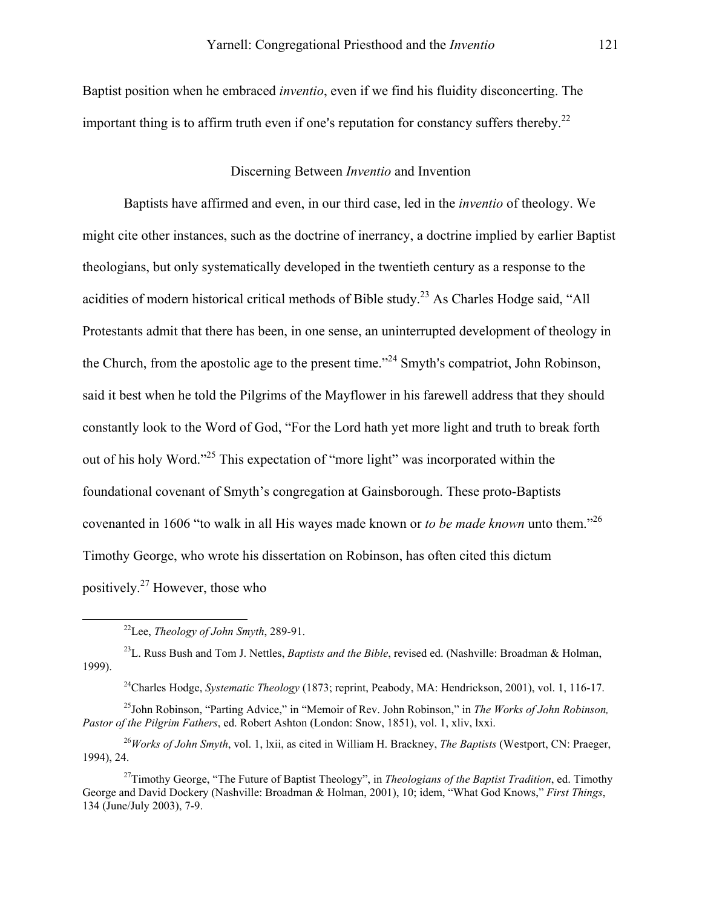Baptist position when he embraced *inventio*, even if we find his fluidity disconcerting. The important thing is to affirm truth even if one's reputation for constancy suffers thereby.[22]

## Discerning Between *Inventio* and Invention

Baptists have affirmed and even, in our third case, led in the *inventio* of theology. We might cite other instances, such as the doctrine of inerrancy, a doctrine implied by earlier Baptist theologians, but only systematically developed in the twentieth century as a response to the acidities of modern historical critical methods of Bible study.[23] As Charles Hodge said, "All Protestants admit that there has been, in one sense, an uninterrupted development of theology in the Church, from the apostolic age to the present time."[24] Smyth's compatriot, John Robinson, said it best when he told the Pilgrims of the Mayflower in his farewell address that they should constantly look to the Word of God, "For the Lord hath yet more light and truth to break forth out of his holy Word."[25] This expectation of "more light" was incorporated within the foundational covenant of Smyth's congregation at Gainsborough. These proto-Baptists covenanted in 1606 "to walk in all His wayes made known or *to be made known* unto them."[26] Timothy George, who wrote his dissertation on Robinson, has often cited this dictum positively.[27] However, those who

---

[22]Lee, *Theology of John Smyth*, 289-91.

[23]L. Russ Bush and Tom J. Nettles, *Baptists and the Bible*, revised ed. (Nashville: Broadman & Holman, 1999).

[24]Charles Hodge, *Systematic Theology* (1873; reprint, Peabody, MA: Hendrickson, 2001), vol. 1, 116-17.

[25]John Robinson, "Parting Advice," in "Memoir of Rev. John Robinson," in *The Works of John Robinson, Pastor of the Pilgrim Fathers*, ed. Robert Ashton (London: Snow, 1851), vol. 1, xliv, lxxi.

[26]*Works of John Smyth*, vol. 1, lxii, as cited in William H. Brackney, *The Baptists* (Westport, CN: Praeger, 1994), 24.

[27]Timothy George, "The Future of Baptist Theology", in *Theologians of the Baptist Tradition*, ed. Timothy George and David Dockery (Nashville: Broadman & Holman, 2001), 10; idem, "What God Knows," *First Things*, 134 (June/July 2003), 7-9.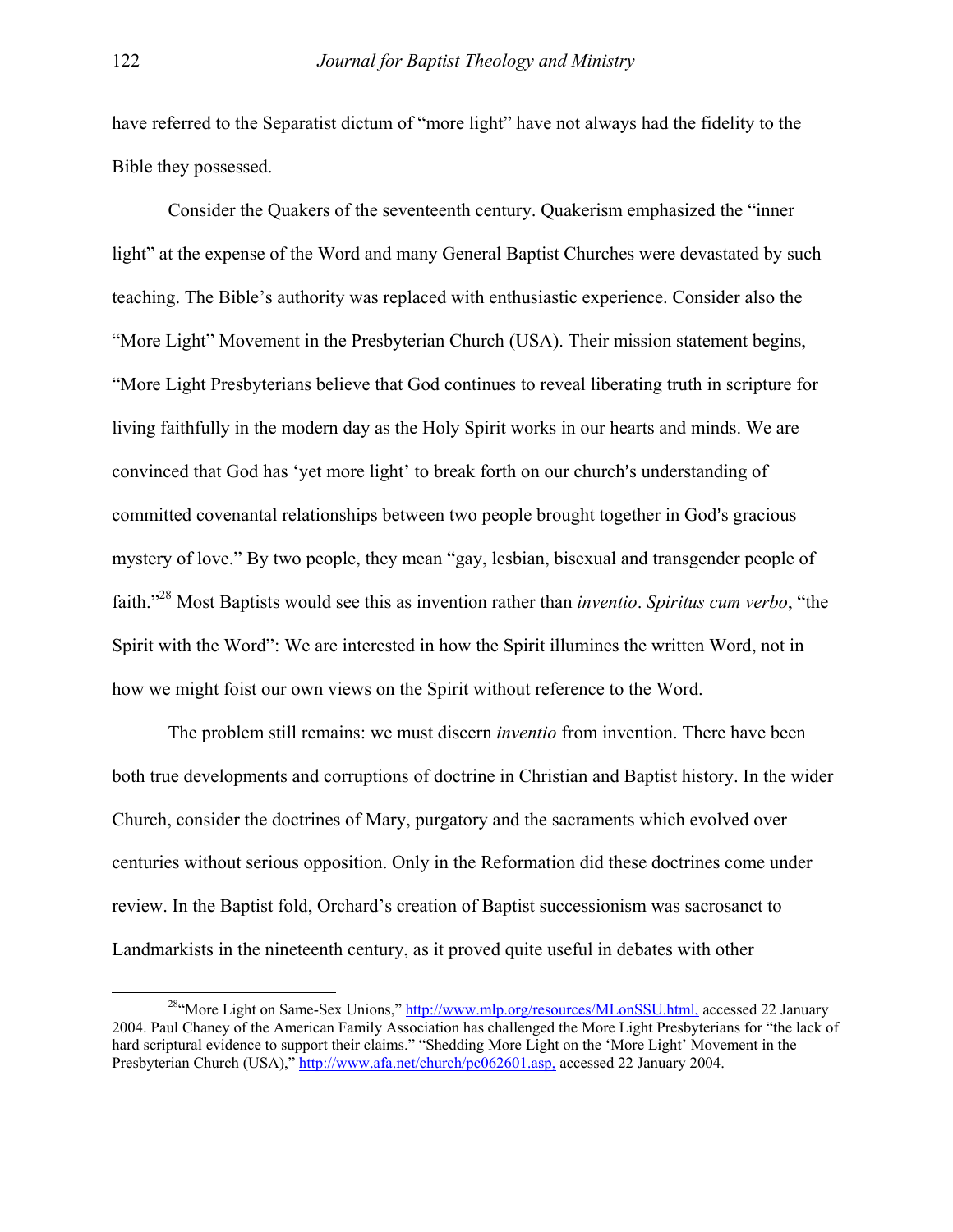have referred to the Separatist dictum of "more light" have not always had the fidelity to the Bible they possessed.

Consider the Quakers of the seventeenth century. Quakerism emphasized the "inner light" at the expense of the Word and many General Baptist Churches were devastated by such teaching. The Bible's authority was replaced with enthusiastic experience. Consider also the "More Light" Movement in the Presbyterian Church (USA). Their mission statement begins, "More Light Presbyterians believe that God continues to reveal liberating truth in scripture for living faithfully in the modern day as the Holy Spirit works in our hearts and minds. We are convinced that God has 'yet more light' to break forth on our church's understanding of committed covenantal relationships between two people brought together in God's gracious mystery of love." By two people, they mean "gay, lesbian, bisexual and transgender people of faith."[28] Most Baptists would see this as invention rather than *inventio*. *Spiritus cum verbo*, "the Spirit with the Word": We are interested in how the Spirit illumines the written Word, not in how we might foist our own views on the Spirit without reference to the Word.

The problem still remains: we must discern *inventio* from invention. There have been both true developments and corruptions of doctrine in Christian and Baptist history. In the wider Church, consider the doctrines of Mary, purgatory and the sacraments which evolved over centuries without serious opposition. Only in the Reformation did these doctrines come under review. In the Baptist fold, Orchard's creation of Baptist successionism was sacrosanct to Landmarkists in the nineteenth century, as it proved quite useful in debates with other

[28] "More Light on Same-Sex Unions," http://www.mlp.org/resources/MLonSSU.html, accessed 22 January 2004. Paul Chaney of the American Family Association has challenged the More Light Presbyterians for "the lack of hard scriptural evidence to support their claims." "Shedding More Light on the 'More Light' Movement in the Presbyterian Church (USA)," http://www.afa.net/church/pc062601.asp, accessed 22 January 2004.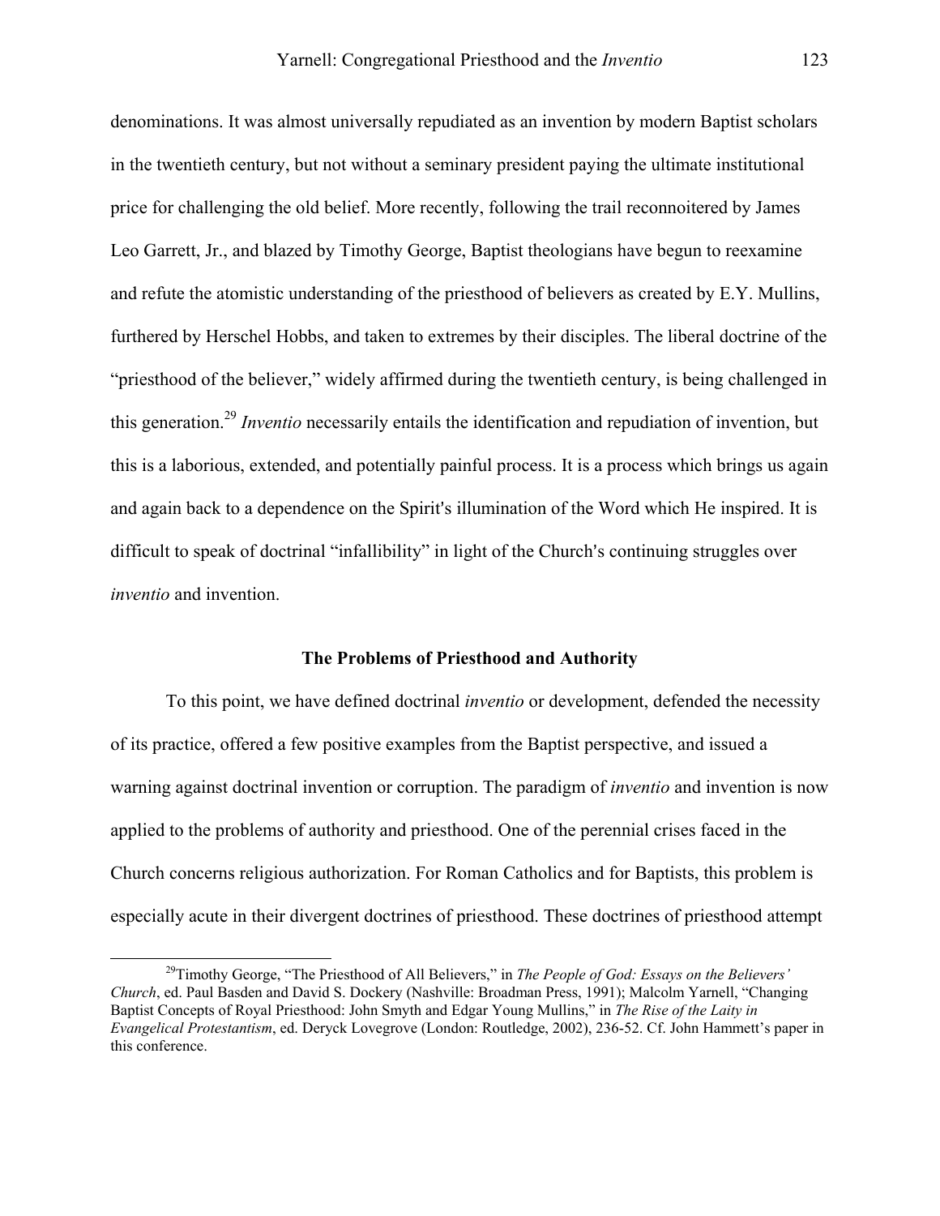denominations. It was almost universally repudiated as an invention by modern Baptist scholars in the twentieth century, but not without a seminary president paying the ultimate institutional price for challenging the old belief. More recently, following the trail reconnoitered by James Leo Garrett, Jr., and blazed by Timothy George, Baptist theologians have begun to reexamine and refute the atomistic understanding of the priesthood of believers as created by E.Y. Mullins, furthered by Herschel Hobbs, and taken to extremes by their disciples. The liberal doctrine of the "priesthood of the believer," widely affirmed during the twentieth century, is being challenged in this generation.[29] *Inventio* necessarily entails the identification and repudiation of invention, but this is a laborious, extended, and potentially painful process. It is a process which brings us again and again back to a dependence on the Spirit's illumination of the Word which He inspired. It is difficult to speak of doctrinal "infallibility" in light of the Church's continuing struggles over *inventio* and invention.

## The Problems of Priesthood and Authority

To this point, we have defined doctrinal *inventio* or development, defended the necessity of its practice, offered a few positive examples from the Baptist perspective, and issued a warning against doctrinal invention or corruption. The paradigm of *inventio* and invention is now applied to the problems of authority and priesthood. One of the perennial crises faced in the Church concerns religious authorization. For Roman Catholics and for Baptists, this problem is especially acute in their divergent doctrines of priesthood. These doctrines of priesthood attempt

---

[29]Timothy George, "The Priesthood of All Believers," in *The People of God: Essays on the Believers' Church*, ed. Paul Basden and David S. Dockery (Nashville: Broadman Press, 1991); Malcolm Yarnell, "Changing Baptist Concepts of Royal Priesthood: John Smyth and Edgar Young Mullins," in *The Rise of the Laity in Evangelical Protestantism*, ed. Deryck Lovegrove (London: Routledge, 2002), 236-52. Cf. John Hammett's paper in this conference.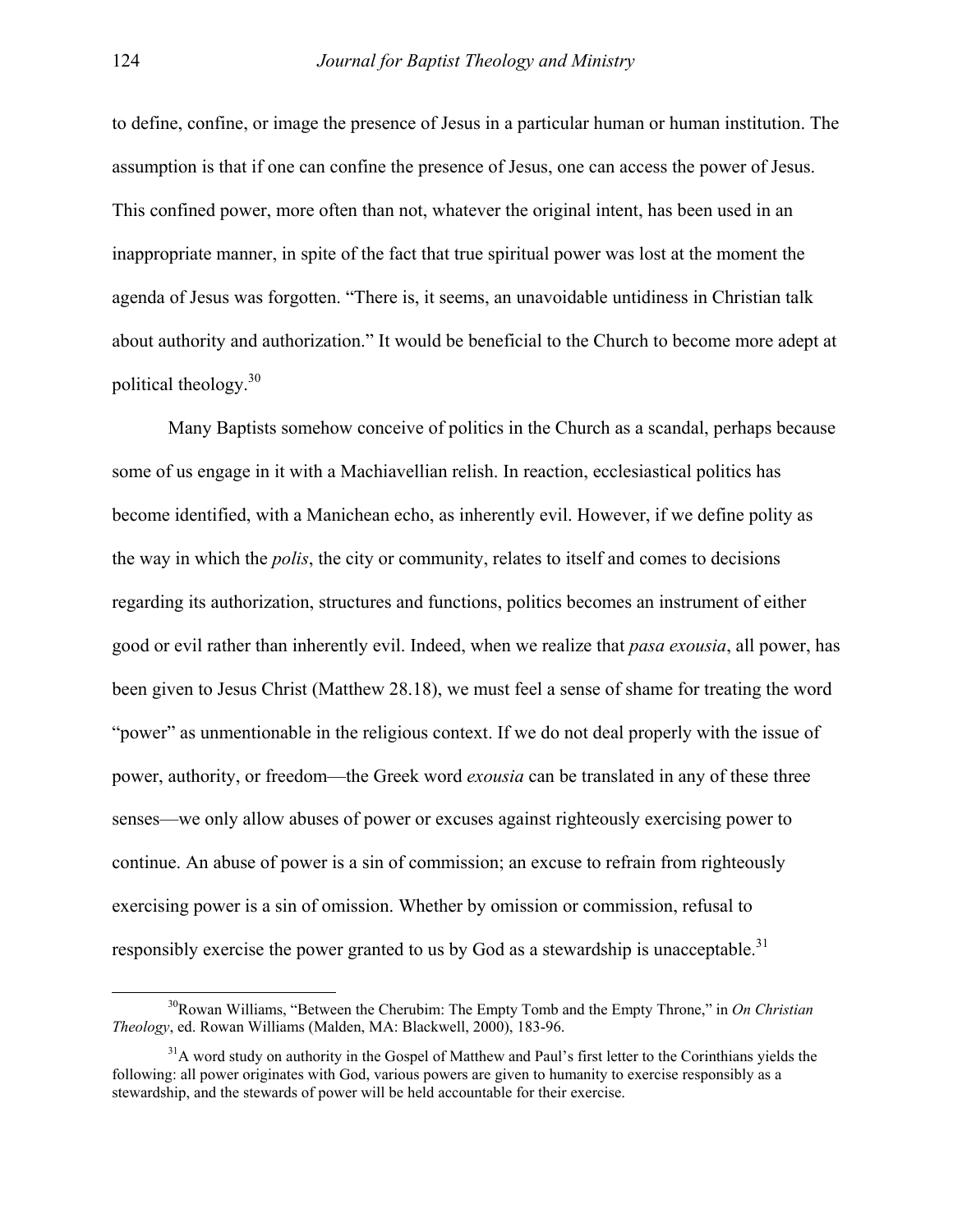to define, confine, or image the presence of Jesus in a particular human or human institution. The assumption is that if one can confine the presence of Jesus, one can access the power of Jesus. This confined power, more often than not, whatever the original intent, has been used in an inappropriate manner, in spite of the fact that true spiritual power was lost at the moment the agenda of Jesus was forgotten. “There is, it seems, an unavoidable untidiness in Christian talk about authority and authorization.” It would be beneficial to the Church to become more adept at political theology.[30]

Many Baptists somehow conceive of politics in the Church as a scandal, perhaps because some of us engage in it with a Machiavellian relish. In reaction, ecclesiastical politics has become identified, with a Manichean echo, as inherently evil. However, if we define polity as the way in which the *polis*, the city or community, relates to itself and comes to decisions regarding its authorization, structures and functions, politics becomes an instrument of either good or evil rather than inherently evil. Indeed, when we realize that *pasa exousia*, all power, has been given to Jesus Christ (Matthew 28.18), we must feel a sense of shame for treating the word “power” as unmentionable in the religious context. If we do not deal properly with the issue of power, authority, or freedom—the Greek word *exousia* can be translated in any of these three senses—we only allow abuses of power or excuses against righteously exercising power to continue. An abuse of power is a sin of commission; an excuse to refrain from righteously exercising power is a sin of omission. Whether by omission or commission, refusal to responsibly exercise the power granted to us by God as a stewardship is unacceptable.[31]

[30] Rowan Williams, “Between the Cherubim: The Empty Tomb and the Empty Throne,” in *On Christian Theology*, ed. Rowan Williams (Malden, MA: Blackwell, 2000), 183-96.

[31] A word study on authority in the Gospel of Matthew and Paul’s first letter to the Corinthians yields the following: all power originates with God, various powers are given to humanity to exercise responsibly as a stewardship, and the stewards of power will be held accountable for their exercise.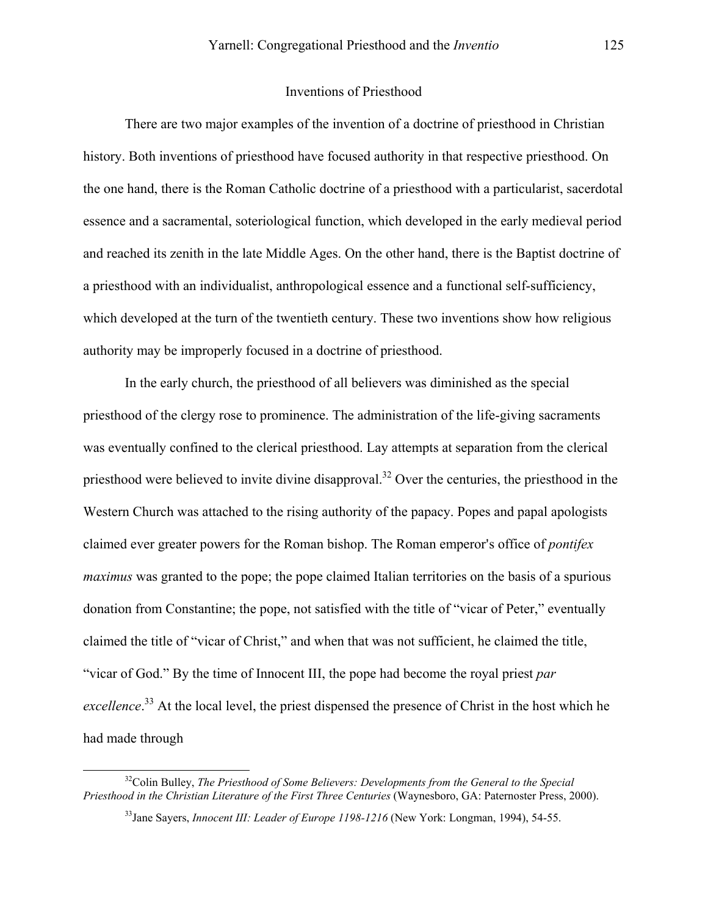## Inventions of Priesthood

There are two major examples of the invention of a doctrine of priesthood in Christian history. Both inventions of priesthood have focused authority in that respective priesthood. On the one hand, there is the Roman Catholic doctrine of a priesthood with a particularist, sacerdotal essence and a sacramental, soteriological function, which developed in the early medieval period and reached its zenith in the late Middle Ages. On the other hand, there is the Baptist doctrine of a priesthood with an individualist, anthropological essence and a functional self-sufficiency, which developed at the turn of the twentieth century. These two inventions show how religious authority may be improperly focused in a doctrine of priesthood.

In the early church, the priesthood of all believers was diminished as the special priesthood of the clergy rose to prominence. The administration of the life-giving sacraments was eventually confined to the clerical priesthood. Lay attempts at separation from the clerical priesthood were believed to invite divine disapproval.[32] Over the centuries, the priesthood in the Western Church was attached to the rising authority of the papacy. Popes and papal apologists claimed ever greater powers for the Roman bishop. The Roman emperor's office of *pontifex maximus* was granted to the pope; the pope claimed Italian territories on the basis of a spurious donation from Constantine; the pope, not satisfied with the title of "vicar of Peter," eventually claimed the title of "vicar of Christ," and when that was not sufficient, he claimed the title, "vicar of God." By the time of Innocent III, the pope had become the royal priest *par excellence*.[33] At the local level, the priest dispensed the presence of Christ in the host which he had made through

[32] Colin Bulley, *The Priesthood of Some Believers: Developments from the General to the Special Priesthood in the Christian Literature of the First Three Centuries* (Waynesboro, GA: Paternoster Press, 2000).

[33] Jane Sayers, *Innocent III: Leader of Europe 1198-1216* (New York: Longman, 1994), 54-55.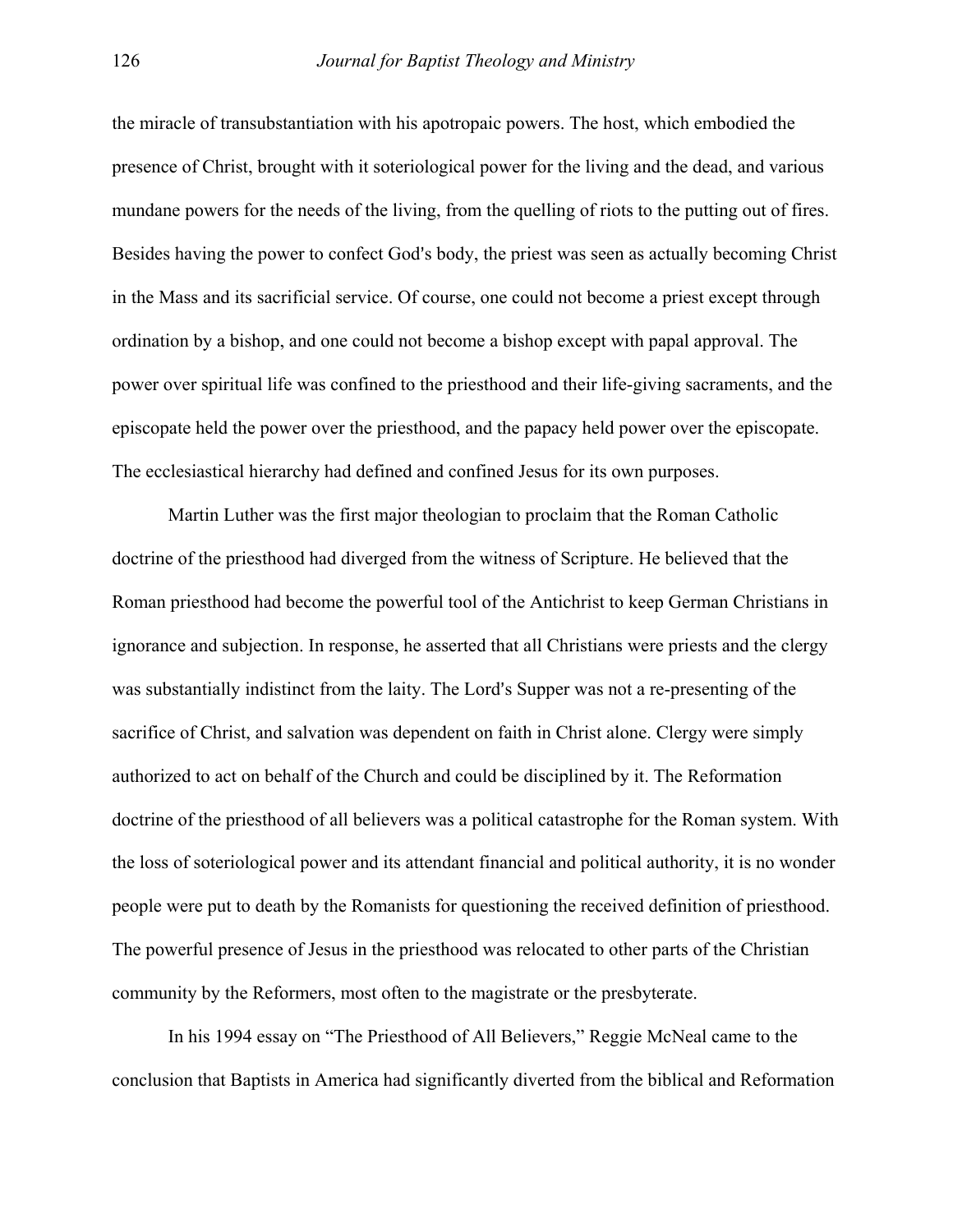the miracle of transubstantiation with his apotropaic powers. The host, which embodied the presence of Christ, brought with it soteriological power for the living and the dead, and various mundane powers for the needs of the living, from the quelling of riots to the putting out of fires. Besides having the power to confect God's body, the priest was seen as actually becoming Christ in the Mass and its sacrificial service. Of course, one could not become a priest except through ordination by a bishop, and one could not become a bishop except with papal approval. The power over spiritual life was confined to the priesthood and their life-giving sacraments, and the episcopate held the power over the priesthood, and the papacy held power over the episcopate. The ecclesiastical hierarchy had defined and confined Jesus for its own purposes.

Martin Luther was the first major theologian to proclaim that the Roman Catholic doctrine of the priesthood had diverged from the witness of Scripture. He believed that the Roman priesthood had become the powerful tool of the Antichrist to keep German Christians in ignorance and subjection. In response, he asserted that all Christians were priests and the clergy was substantially indistinct from the laity. The Lord's Supper was not a re-presenting of the sacrifice of Christ, and salvation was dependent on faith in Christ alone. Clergy were simply authorized to act on behalf of the Church and could be disciplined by it. The Reformation doctrine of the priesthood of all believers was a political catastrophe for the Roman system. With the loss of soteriological power and its attendant financial and political authority, it is no wonder people were put to death by the Romanists for questioning the received definition of priesthood. The powerful presence of Jesus in the priesthood was relocated to other parts of the Christian community by the Reformers, most often to the magistrate or the presbyterate.

In his 1994 essay on "The Priesthood of All Believers," Reggie McNeal came to the conclusion that Baptists in America had significantly diverted from the biblical and Reformation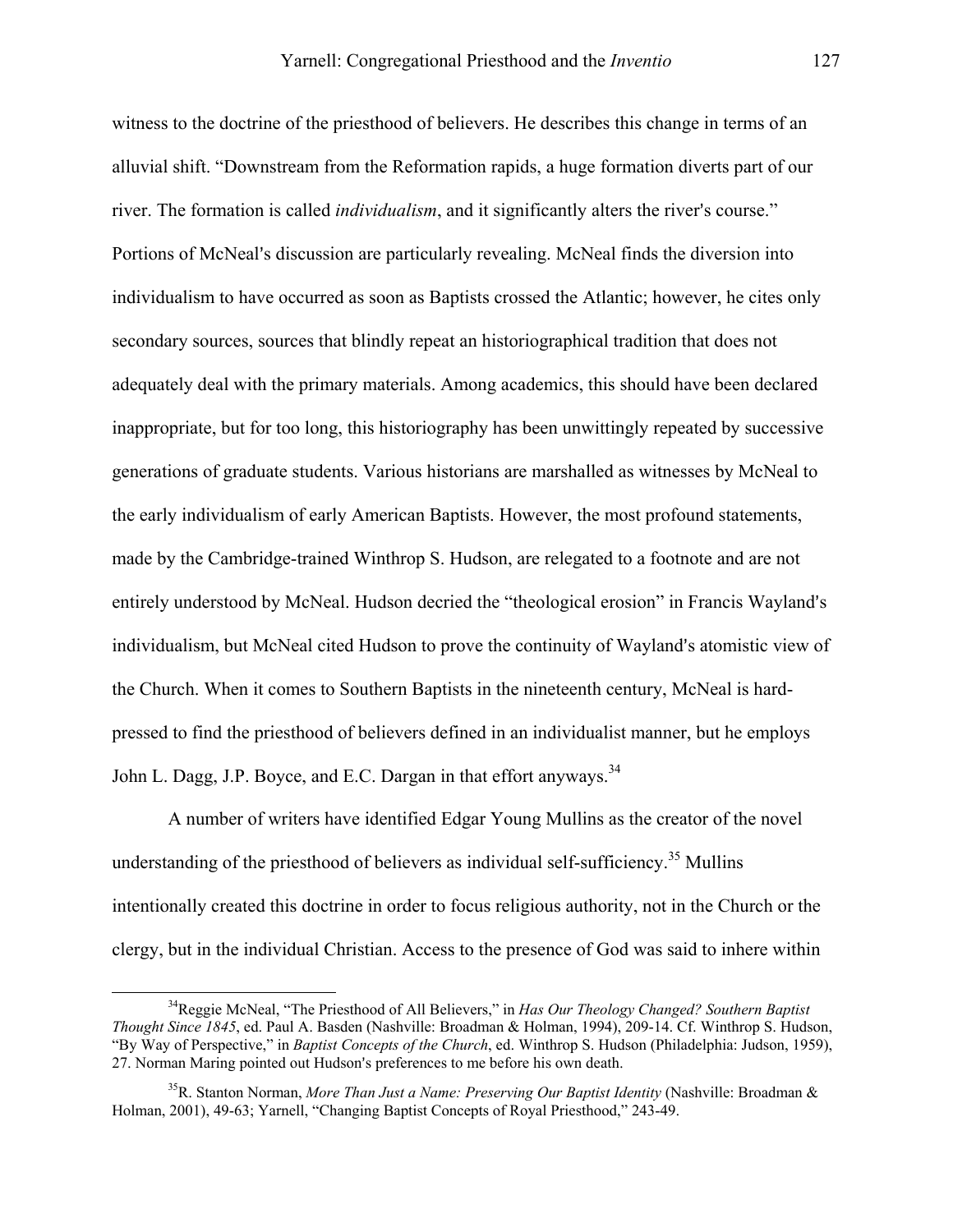witness to the doctrine of the priesthood of believers. He describes this change in terms of an alluvial shift. "Downstream from the Reformation rapids, a huge formation diverts part of our river. The formation is called *individualism*, and it significantly alters the river's course." Portions of McNeal's discussion are particularly revealing. McNeal finds the diversion into individualism to have occurred as soon as Baptists crossed the Atlantic; however, he cites only secondary sources, sources that blindly repeat an historiographical tradition that does not adequately deal with the primary materials. Among academics, this should have been declared inappropriate, but for too long, this historiography has been unwittingly repeated by successive generations of graduate students. Various historians are marshalled as witnesses by McNeal to the early individualism of early American Baptists. However, the most profound statements, made by the Cambridge-trained Winthrop S. Hudson, are relegated to a footnote and are not entirely understood by McNeal. Hudson decried the "theological erosion" in Francis Wayland's individualism, but McNeal cited Hudson to prove the continuity of Wayland's atomistic view of the Church. When it comes to Southern Baptists in the nineteenth century, McNeal is hard-pressed to find the priesthood of believers defined in an individualist manner, but he employs John L. Dagg, J.P. Boyce, and E.C. Dargan in that effort anyways.[34]

A number of writers have identified Edgar Young Mullins as the creator of the novel understanding of the priesthood of believers as individual self-sufficiency.[35] Mullins intentionally created this doctrine in order to focus religious authority, not in the Church or the clergy, but in the individual Christian. Access to the presence of God was said to inhere within

---

[34]Reggie McNeal, "The Priesthood of All Believers," in *Has Our Theology Changed? Southern Baptist Thought Since 1845*, ed. Paul A. Basden (Nashville: Broadman & Holman, 1994), 209-14. Cf. Winthrop S. Hudson, "By Way of Perspective," in *Baptist Concepts of the Church*, ed. Winthrop S. Hudson (Philadelphia: Judson, 1959), 27. Norman Maring pointed out Hudson's preferences to me before his own death.

[35]R. Stanton Norman, *More Than Just a Name: Preserving Our Baptist Identity* (Nashville: Broadman & Holman, 2001), 49-63; Yarnell, "Changing Baptist Concepts of Royal Priesthood," 243-49.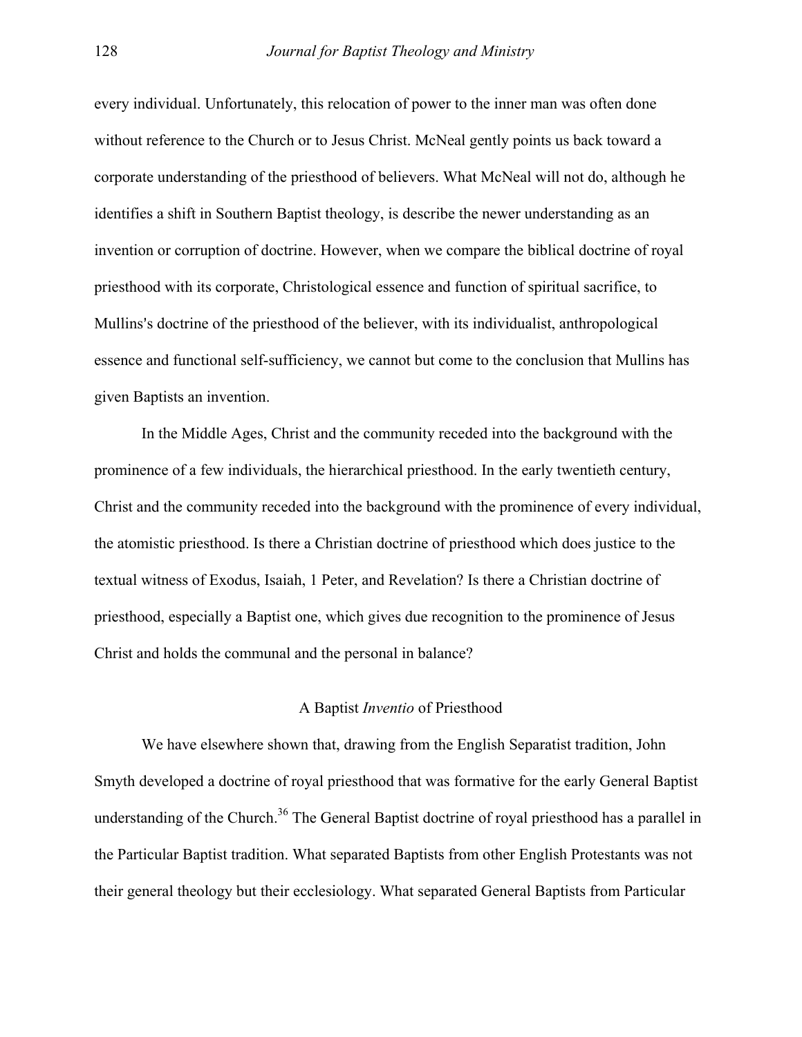every individual. Unfortunately, this relocation of power to the inner man was often done without reference to the Church or to Jesus Christ. McNeal gently points us back toward a corporate understanding of the priesthood of believers. What McNeal will not do, although he identifies a shift in Southern Baptist theology, is describe the newer understanding as an invention or corruption of doctrine. However, when we compare the biblical doctrine of royal priesthood with its corporate, Christological essence and function of spiritual sacrifice, to Mullins's doctrine of the priesthood of the believer, with its individualist, anthropological essence and functional self-sufficiency, we cannot but come to the conclusion that Mullins has given Baptists an invention.

In the Middle Ages, Christ and the community receded into the background with the prominence of a few individuals, the hierarchical priesthood. In the early twentieth century, Christ and the community receded into the background with the prominence of every individual, the atomistic priesthood. Is there a Christian doctrine of priesthood which does justice to the textual witness of Exodus, Isaiah, 1 Peter, and Revelation? Is there a Christian doctrine of priesthood, especially a Baptist one, which gives due recognition to the prominence of Jesus Christ and holds the communal and the personal in balance?

## A Baptist *Inventio* of Priesthood

We have elsewhere shown that, drawing from the English Separatist tradition, John Smyth developed a doctrine of royal priesthood that was formative for the early General Baptist understanding of the Church.[36] The General Baptist doctrine of royal priesthood has a parallel in the Particular Baptist tradition. What separated Baptists from other English Protestants was not their general theology but their ecclesiology. What separated General Baptists from Particular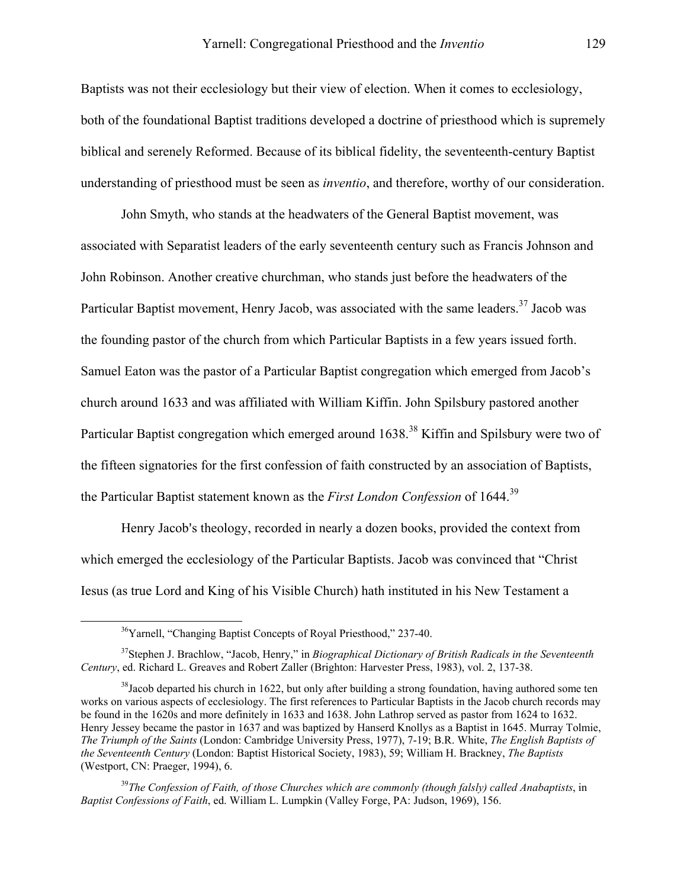Baptists was not their ecclesiology but their view of election. When it comes to ecclesiology, both of the foundational Baptist traditions developed a doctrine of priesthood which is supremely biblical and serenely Reformed. Because of its biblical fidelity, the seventeenth-century Baptist understanding of priesthood must be seen as *inventio*, and therefore, worthy of our consideration.

John Smyth, who stands at the headwaters of the General Baptist movement, was associated with Separatist leaders of the early seventeenth century such as Francis Johnson and John Robinson. Another creative churchman, who stands just before the headwaters of the Particular Baptist movement, Henry Jacob, was associated with the same leaders.[37] Jacob was the founding pastor of the church from which Particular Baptists in a few years issued forth. Samuel Eaton was the pastor of a Particular Baptist congregation which emerged from Jacob's church around 1633 and was affiliated with William Kiffin. John Spilsbury pastored another Particular Baptist congregation which emerged around 1638.[38] Kiffin and Spilsbury were two of the fifteen signatories for the first confession of faith constructed by an association of Baptists, the Particular Baptist statement known as the *First London Confession* of 1644.[39]

Henry Jacob's theology, recorded in nearly a dozen books, provided the context from which emerged the ecclesiology of the Particular Baptists. Jacob was convinced that "Christ Iesus (as true Lord and King of his Visible Church) hath instituted in his New Testament a

---

[36]Yarnell, "Changing Baptist Concepts of Royal Priesthood," 237-40.

[37]Stephen J. Brachlow, "Jacob, Henry," in *Biographical Dictionary of British Radicals in the Seventeenth Century*, ed. Richard L. Greaves and Robert Zaller (Brighton: Harvester Press, 1983), vol. 2, 137-38.

[38]Jacob departed his church in 1622, but only after building a strong foundation, having authored some ten works on various aspects of ecclesiology. The first references to Particular Baptists in the Jacob church records may be found in the 1620s and more definitely in 1633 and 1638. John Lathrop served as pastor from 1624 to 1632. Henry Jessey became the pastor in 1637 and was baptized by Hanserd Knollys as a Baptist in 1645. Murray Tolmie, *The Triumph of the Saints* (London: Cambridge University Press, 1977), 7-19; B.R. White, *The English Baptists of the Seventeenth Century* (London: Baptist Historical Society, 1983), 59; William H. Brackney, *The Baptists* (Westport, CN: Praeger, 1994), 6.

[39]*The Confession of Faith, of those Churches which are commonly (though falsly) called Anabaptists*, in *Baptist Confessions of Faith*, ed. William L. Lumpkin (Valley Forge, PA: Judson, 1969), 156.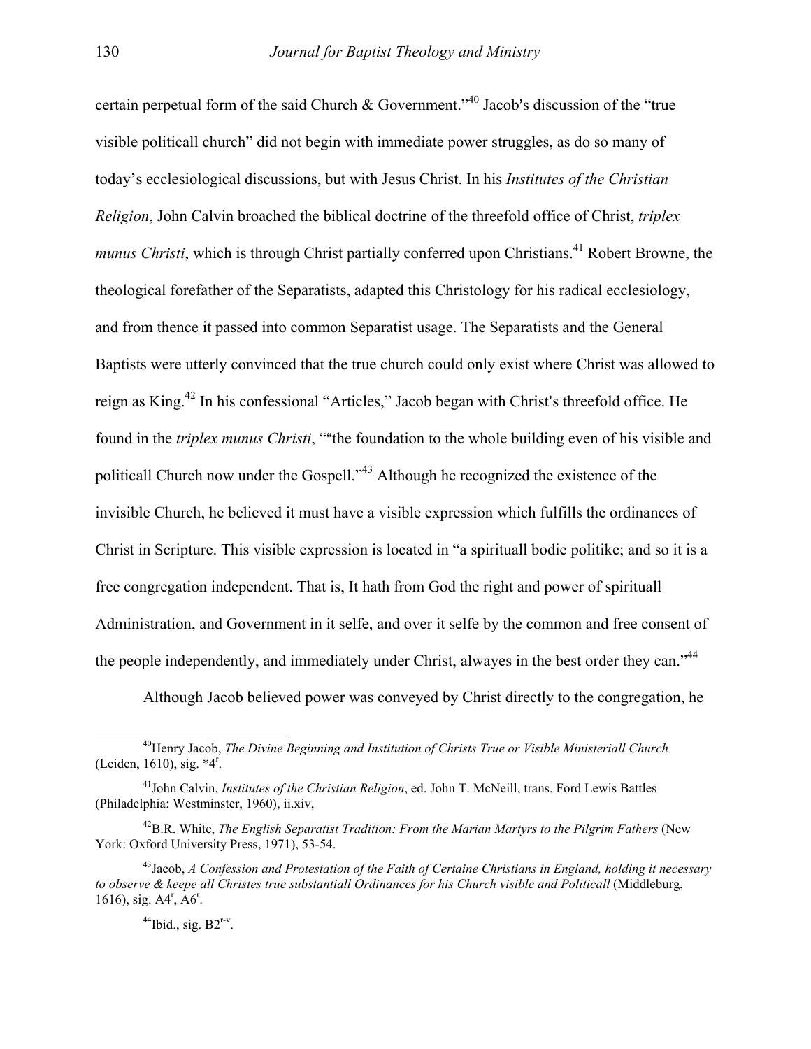certain perpetual form of the said Church & Government."[40] Jacob's discussion of the "true visible politicall church" did not begin with immediate power struggles, as do so many of today's ecclesiological discussions, but with Jesus Christ. In his *Institutes of the Christian Religion*, John Calvin broached the biblical doctrine of the threefold office of Christ, *triplex munus Christi*, which is through Christ partially conferred upon Christians.[41] Robert Browne, the theological forefather of the Separatists, adapted this Christology for his radical ecclesiology, and from thence it passed into common Separatist usage. The Separatists and the General Baptists were utterly convinced that the true church could only exist where Christ was allowed to reign as King.[42] In his confessional "Articles," Jacob began with Christ's threefold office. He found in the *triplex munus Christi*, ""the foundation to the whole building even of his visible and politicall Church now under the Gospell."[43] Although he recognized the existence of the invisible Church, he believed it must have a visible expression which fulfills the ordinances of Christ in Scripture. This visible expression is located in "a spirituall bodie politike; and so it is a free congregation independent. That is, It hath from God the right and power of spirituall Administration, and Government in it selfe, and over it selfe by the common and free consent of the people independently, and immediately under Christ, alwayes in the best order they can."[44]

Although Jacob believed power was conveyed by Christ directly to the congregation, he

---

[40]Henry Jacob, *The Divine Beginning and Institution of Christs True or Visible Ministeriall Church* (Leiden, 1610), sig. *4$^r$.

[41]John Calvin, *Institutes of the Christian Religion*, ed. John T. McNeill, trans. Ford Lewis Battles (Philadelphia: Westminster, 1960), ii.xiv,

[42]B.R. White, *The English Separatist Tradition: From the Marian Martyrs to the Pilgrim Fathers* (New York: Oxford University Press, 1971), 53-54.

[43]Jacob, *A Confession and Protestation of the Faith of Certaine Christians in England, holding it necessary to observe & keepe all Christes true substantiall Ordinances for his Church visible and Politicall* (Middleburg, 1616), sig. A4$^r$, A6$^r$.

[44]Ibid., sig. B2$^{r-v}$.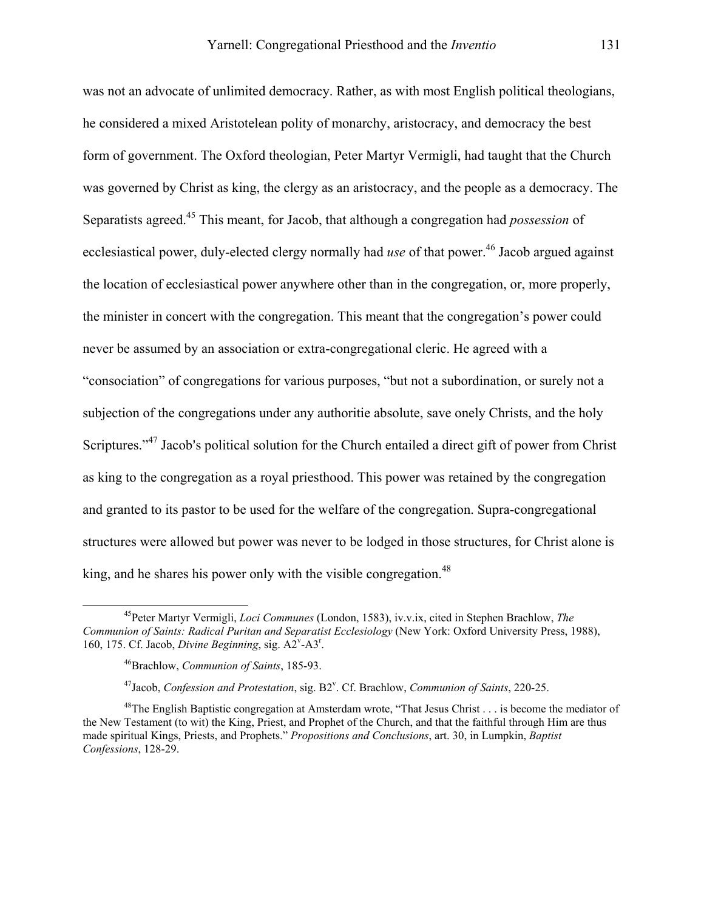was not an advocate of unlimited democracy. Rather, as with most English political theologians, he considered a mixed Aristotelean polity of monarchy, aristocracy, and democracy the best form of government. The Oxford theologian, Peter Martyr Vermigli, had taught that the Church was governed by Christ as king, the clergy as an aristocracy, and the people as a democracy. The Separatists agreed.[45] This meant, for Jacob, that although a congregation had *possession* of ecclesiastical power, duly-elected clergy normally had *use* of that power.[46] Jacob argued against the location of ecclesiastical power anywhere other than in the congregation, or, more properly, the minister in concert with the congregation. This meant that the congregation's power could never be assumed by an association or extra-congregational cleric. He agreed with a "consociation" of congregations for various purposes, "but not a subordination, or surely not a subjection of the congregations under any authoritie absolute, save onely Christs, and the holy Scriptures."[47] Jacob's political solution for the Church entailed a direct gift of power from Christ as king to the congregation as a royal priesthood. This power was retained by the congregation and granted to its pastor to be used for the welfare of the congregation. Supra-congregational structures were allowed but power was never to be lodged in those structures, for Christ alone is king, and he shares his power only with the visible congregation.[48]

---

[45] Peter Martyr Vermigli, *Loci Communes* (London, 1583), iv.v.ix, cited in Stephen Brachlow, *The Communion of Saints: Radical Puritan and Separatist Ecclesiology* (New York: Oxford University Press, 1988), 160, 175. Cf. Jacob, *Divine Beginning*, sig. A2v-A3r.

[46] Brachlow, *Communion of Saints*, 185-93.

[47] Jacob, *Confession and Protestation*, sig. B2v. Cf. Brachlow, *Communion of Saints*, 220-25.

[48] The English Baptistic congregation at Amsterdam wrote, "That Jesus Christ . . . is become the mediator of the New Testament (to wit) the King, Priest, and Prophet of the Church, and that the faithful through Him are thus made spiritual Kings, Priests, and Prophets." *Propositions and Conclusions*, art. 30, in Lumpkin, *Baptist Confessions*, 128-29.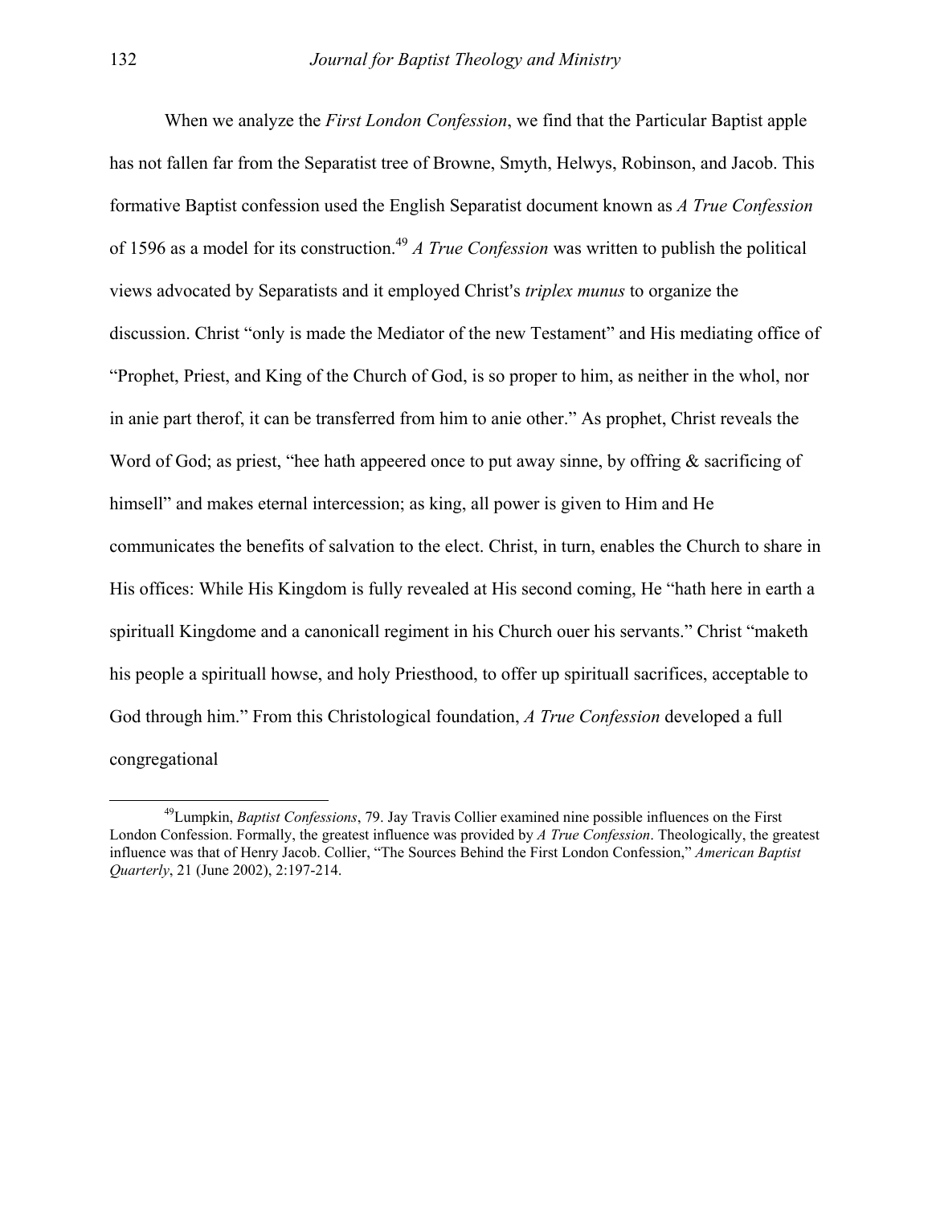When we analyze the *First London Confession*, we find that the Particular Baptist apple has not fallen far from the Separatist tree of Browne, Smyth, Helwys, Robinson, and Jacob. This formative Baptist confession used the English Separatist document known as *A True Confession* of 1596 as a model for its construction.[49] *A True Confession* was written to publish the political views advocated by Separatists and it employed Christ's *triplex munus* to organize the discussion. Christ "only is made the Mediator of the new Testament" and His mediating office of "Prophet, Priest, and King of the Church of God, is so proper to him, as neither in the whol, nor in anie part therof, it can be transferred from him to anie other." As prophet, Christ reveals the Word of God; as priest, "hee hath appeered once to put away sinne, by offring & sacrificing of himsell" and makes eternal intercession; as king, all power is given to Him and He communicates the benefits of salvation to the elect. Christ, in turn, enables the Church to share in His offices: While His Kingdom is fully revealed at His second coming, He "hath here in earth a spirituall Kingdome and a canonicall regiment in his Church ouer his servants." Christ "maketh his people a spirituall howse, and holy Priesthood, to offer up spirituall sacrifices, acceptable to God through him." From this Christological foundation, *A True Confession* developed a full congregational

---

[49]Lumpkin, *Baptist Confessions*, 79. Jay Travis Collier examined nine possible influences on the First London Confession. Formally, the greatest influence was provided by *A True Confession*. Theologically, the greatest influence was that of Henry Jacob. Collier, "The Sources Behind the First London Confession," *American Baptist Quarterly*, 21 (June 2002), 2:197-214.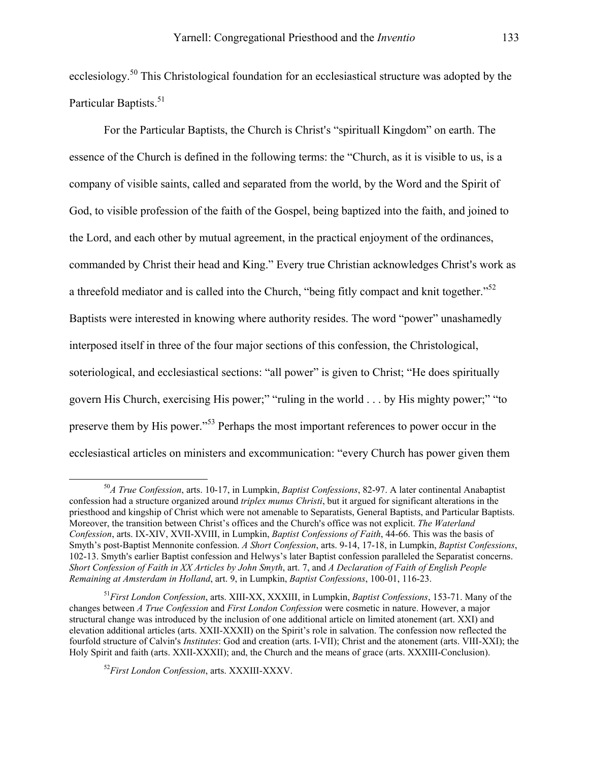ecclesiology.[50] This Christological foundation for an ecclesiastical structure was adopted by the Particular Baptists.[51]

For the Particular Baptists, the Church is Christ's "spirituall Kingdom" on earth. The essence of the Church is defined in the following terms: the "Church, as it is visible to us, is a company of visible saints, called and separated from the world, by the Word and the Spirit of God, to visible profession of the faith of the Gospel, being baptized into the faith, and joined to the Lord, and each other by mutual agreement, in the practical enjoyment of the ordinances, commanded by Christ their head and King." Every true Christian acknowledges Christ's work as a threefold mediator and is called into the Church, "being fitly compact and knit together."[52] Baptists were interested in knowing where authority resides. The word "power" unashamedly interposed itself in three of the four major sections of this confession, the Christological, soteriological, and ecclesiastical sections: "all power" is given to Christ; "He does spiritually govern His Church, exercising His power;" "ruling in the world . . . by His mighty power;" "to preserve them by His power."[53] Perhaps the most important references to power occur in the ecclesiastical articles on ministers and excommunication: "every Church has power given them

---

[50] *A True Confession*, arts. 10-17, in Lumpkin, *Baptist Confessions*, 82-97. A later continental Anabaptist confession had a structure organized around *triplex munus Christi*, but it argued for significant alterations in the priesthood and kingship of Christ which were not amenable to Separatists, General Baptists, and Particular Baptists. Moreover, the transition between Christ's offices and the Church's office was not explicit. *The Waterland Confession*, arts. IX-XIV, XVII-XVIII, in Lumpkin, *Baptist Confessions of Faith*, 44-66. This was the basis of Smyth's post-Baptist Mennonite confession. *A Short Confession*, arts. 9-14, 17-18, in Lumpkin, *Baptist Confessions*, 102-13. Smyth's earlier Baptist confession and Helwys's later Baptist confession paralleled the Separatist concerns. *Short Confession of Faith in XX Articles by John Smyth*, art. 7, and *A Declaration of Faith of English People Remaining at Amsterdam in Holland*, art. 9, in Lumpkin, *Baptist Confessions*, 100-01, 116-23.

[51] *First London Confession*, arts. XIII-XX, XXXIII, in Lumpkin, *Baptist Confessions*, 153-71. Many of the changes between *A True Confession* and *First London Confession* were cosmetic in nature. However, a major structural change was introduced by the inclusion of one additional article on limited atonement (art. XXI) and elevation additional articles (arts. XXII-XXXII) on the Spirit's role in salvation. The confession now reflected the fourfold structure of Calvin's *Institutes*: God and creation (arts. I-VII); Christ and the atonement (arts. VIII-XXI); the Holy Spirit and faith (arts. XXII-XXXII); and, the Church and the means of grace (arts. XXXIII-Conclusion).

[52] *First London Confession*, arts. XXXIII-XXXV.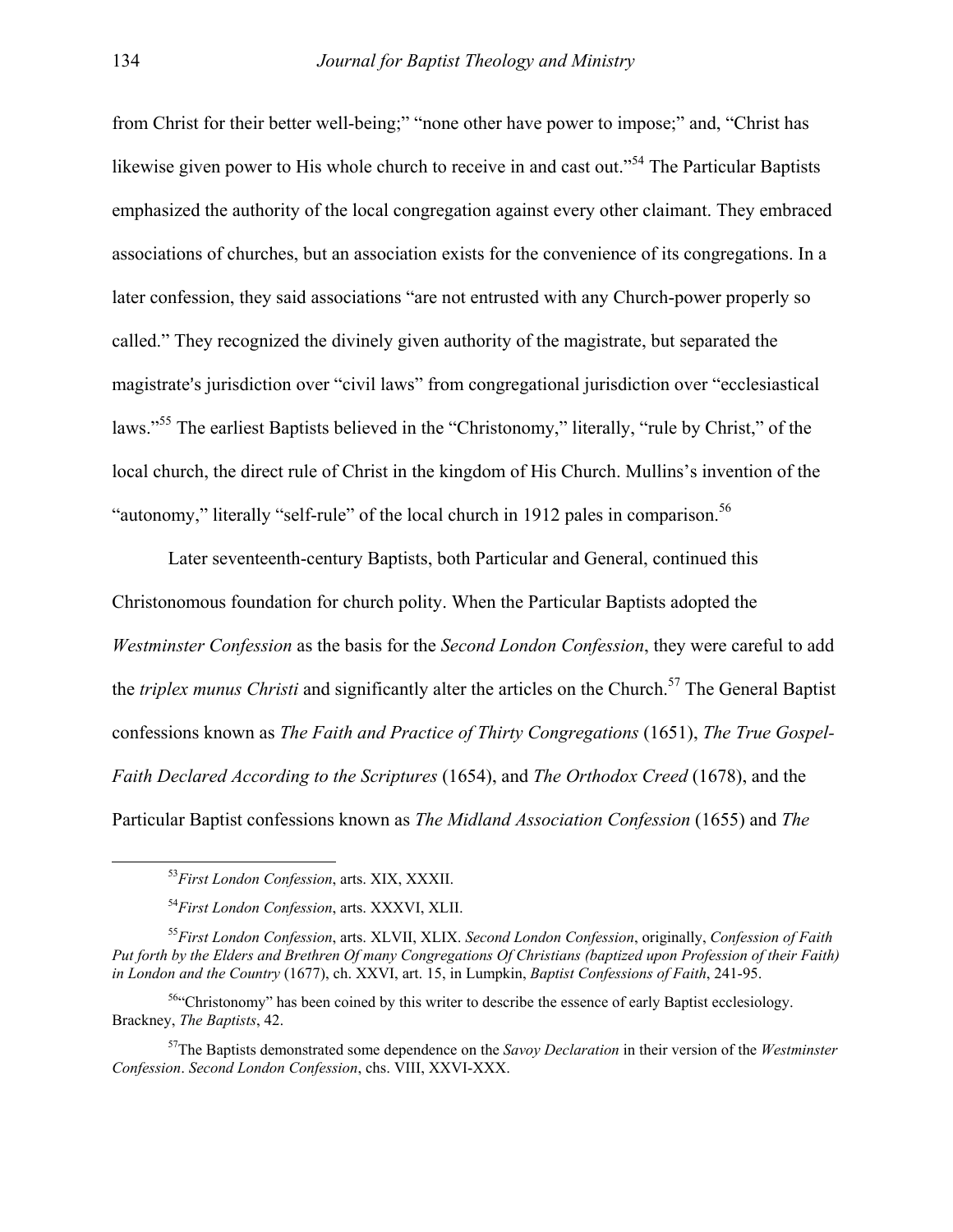from Christ for their better well-being;" "none other have power to impose;" and, "Christ has likewise given power to His whole church to receive in and cast out."[54] The Particular Baptists emphasized the authority of the local congregation against every other claimant. They embraced associations of churches, but an association exists for the convenience of its congregations. In a later confession, they said associations "are not entrusted with any Church-power properly so called." They recognized the divinely given authority of the magistrate, but separated the magistrate's jurisdiction over "civil laws" from congregational jurisdiction over "ecclesiastical laws."[55] The earliest Baptists believed in the "Christonomy," literally, "rule by Christ," of the local church, the direct rule of Christ in the kingdom of His Church. Mullins's invention of the "autonomy," literally "self-rule" of the local church in 1912 pales in comparison.[56]

Later seventeenth-century Baptists, both Particular and General, continued this Christonomous foundation for church polity. When the Particular Baptists adopted the *Westminster Confession* as the basis for the *Second London Confession*, they were careful to add the *triplex munus Christi* and significantly alter the articles on the Church.[57] The General Baptist confessions known as *The Faith and Practice of Thirty Congregations* (1651), *The True Gospel-Faith Declared According to the Scriptures* (1654), and *The Orthodox Creed* (1678), and the Particular Baptist confessions known as *The Midland Association Confession* (1655) and *The*

---

[53] *First London Confession*, arts. XIX, XXXII.

[54] *First London Confession*, arts. XXXVI, XLII.

[55] *First London Confession*, arts. XLVII, XLIX. *Second London Confession*, originally, *Confession of Faith Put forth by the Elders and Brethren Of many Congregations Of Christians (baptized upon Profession of their Faith) in London and the Country* (1677), ch. XXVI, art. 15, in Lumpkin, *Baptist Confessions of Faith*, 241-95.

[56] "Christonomy" has been coined by this writer to describe the essence of early Baptist ecclesiology. Brackney, *The Baptists*, 42.

[57] The Baptists demonstrated some dependence on the *Savoy Declaration* in their version of the *Westminster Confession*. *Second London Confession*, chs. VIII, XXVI-XXX.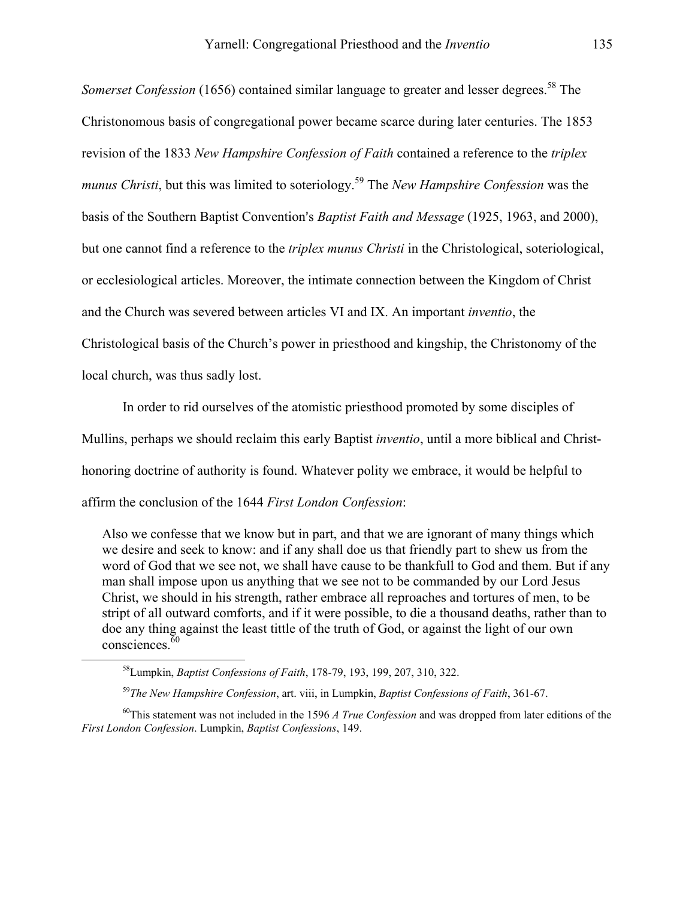*Somerset Confession* (1656) contained similar language to greater and lesser degrees.[58] The Christonomous basis of congregational power became scarce during later centuries. The 1853 revision of the 1833 *New Hampshire Confession of Faith* contained a reference to the *triplex munus Christi*, but this was limited to soteriology.[59] The *New Hampshire Confession* was the basis of the Southern Baptist Convention's *Baptist Faith and Message* (1925, 1963, and 2000), but one cannot find a reference to the *triplex munus Christi* in the Christological, soteriological, or ecclesiological articles. Moreover, the intimate connection between the Kingdom of Christ and the Church was severed between articles VI and IX. An important *inventio*, the Christological basis of the Church's power in priesthood and kingship, the Christonomy of the local church, was thus sadly lost.

In order to rid ourselves of the atomistic priesthood promoted by some disciples of Mullins, perhaps we should reclaim this early Baptist *inventio*, until a more biblical and Christ-honoring doctrine of authority is found. Whatever polity we embrace, it would be helpful to affirm the conclusion of the 1644 *First London Confession*:

> Also we confesse that we know but in part, and that we are ignorant of many things which we desire and seek to know: and if any shall doe us that friendly part to shew us from the word of God that we see not, we shall have cause to be thankfull to God and them. But if any man shall impose upon us anything that we see not to be commanded by our Lord Jesus Christ, we should in his strength, rather embrace all reproaches and tortures of men, to be stript of all outward comforts, and if it were possible, to die a thousand deaths, rather than to doe any thing against the least tittle of the truth of God, or against the light of our own consciences.[60]

[58]Lumpkin, *Baptist Confessions of Faith*, 178-79, 193, 199, 207, 310, 322.

[59]*The New Hampshire Confession*, art. viii, in Lumpkin, *Baptist Confessions of Faith*, 361-67.

[60]This statement was not included in the 1596 *A True Confession* and was dropped from later editions of the *First London Confession*. Lumpkin, *Baptist Confessions*, 149.